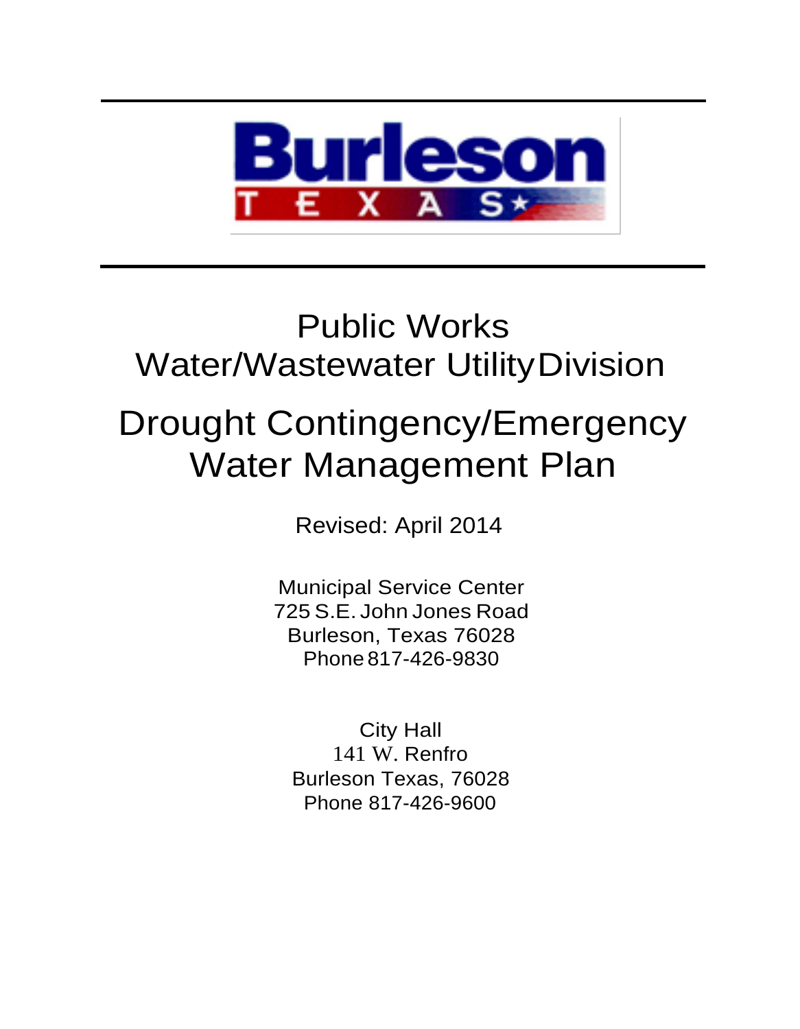Burleson

T E X A S

# Public Works
# Water/Wastewater Utility Division

# Drought Contingency/Emergency Water Management Plan

Revised: April 2014

Municipal Service Center
725 S.E. John Jones Road
Burleson, Texas 76028
Phone 817-426-9830

City Hall
141 W. Renfro
Burleson Texas, 76028
Phone 817-426-9600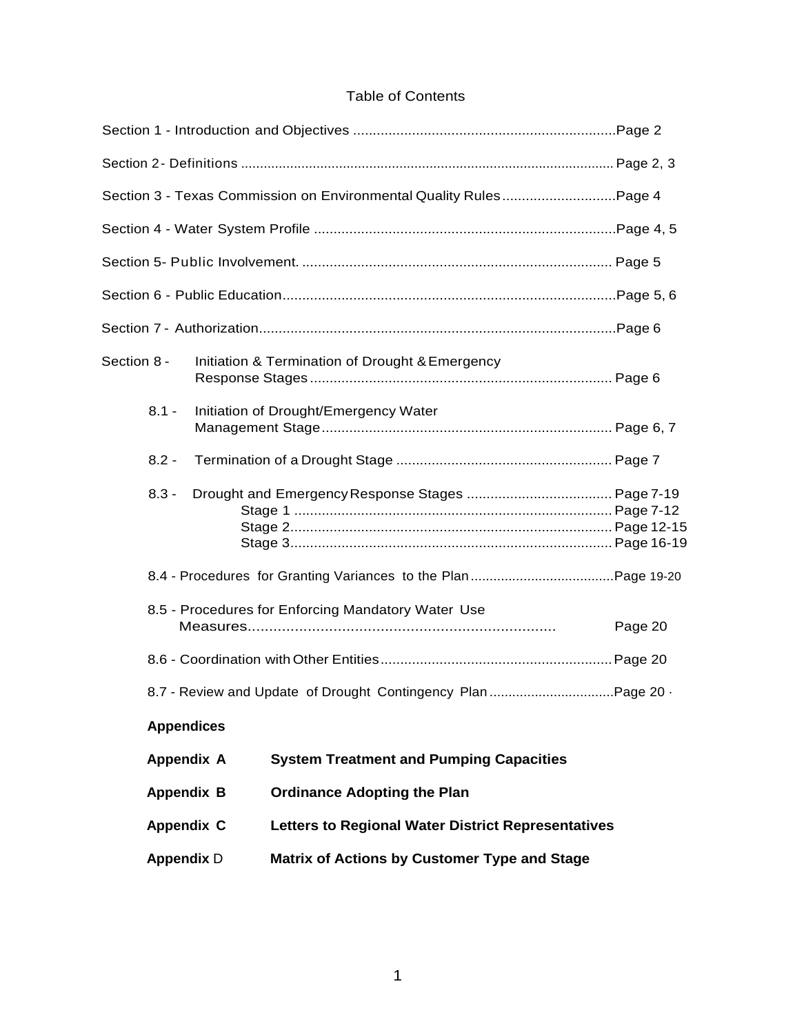# Table of Contents

Section 1 - Introduction and Objectives ....................................................................Page 2

Section 2 - Definitions .................................................................................................. Page 2, 3

Section 3 - Texas Commission on Environmental Quality Rules.............................Page 4

Section 4 - Water System Profile .............................................................................Page 4, 5

Section 5 - Public Involvement. ................................................................................ Page 5

Section 6 - Public Education.....................................................................................Page 5, 6

Section 7 - Authorization...........................................................................................Page 6

Section 8 - Initiation & Termination of Drought & Emergency Response Stages ............................................................................ Page 6

- 8.1 - Initiation of Drought/Emergency Water Management Stage.......................................................................... Page 6, 7
- 8.2 - Termination of a Drought Stage ....................................................... Page 7
- 8.3 - Drought and Emergency Response Stages ..................................... Page 7-19
  - Stage 1 ................................................................................ Page 7-12
  - Stage 2................................................................................. Page 12-15
  - Stage 3................................................................................. Page 16-19
- 8.4 - Procedures for Granting Variances to the Plan......................................Page 19-20
- 8.5 - Procedures for Enforcing Mandatory Water Use Measures......................................................................... Page 20
- 8.6 - Coordination with Other Entities........................................................... Page 20
- 8.7 - Review and Update of Drought Contingency Plan ................................Page 20 ·

**Appendices**

**Appendix A** **System Treatment and Pumping Capacities**

**Appendix B** **Ordinance Adopting the Plan**

**Appendix C** **Letters to Regional Water District Representatives**

**Appendix** D **Matrix of Actions by Customer Type and Stage**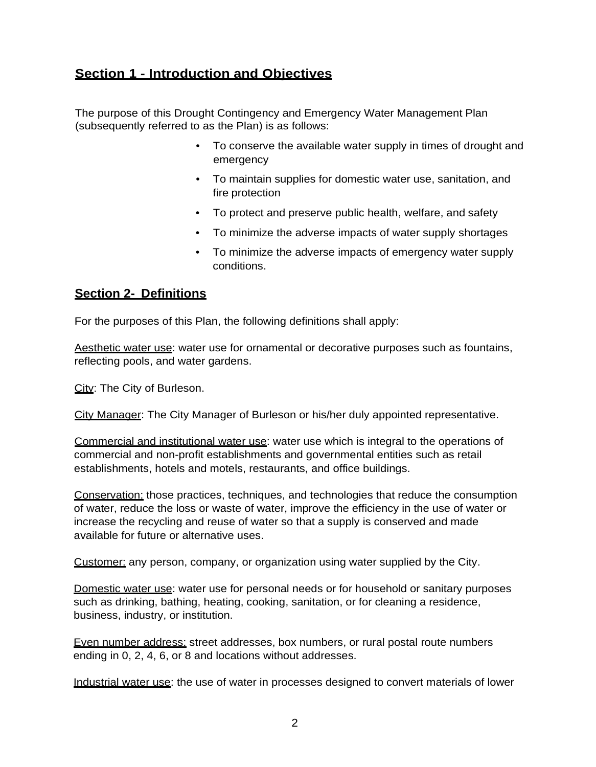## Section 1 - Introduction and Objectives

The purpose of this Drought Contingency and Emergency Water Management Plan (subsequently referred to as the Plan) is as follows:

- To conserve the available water supply in times of drought and emergency
- To maintain supplies for domestic water use, sanitation, and fire protection
- To protect and preserve public health, welfare, and safety
- To minimize the adverse impacts of water supply shortages
- To minimize the adverse impacts of emergency water supply conditions.

## Section 2- Definitions

For the purposes of this Plan, the following definitions shall apply:

Aesthetic water use: water use for ornamental or decorative purposes such as fountains, reflecting pools, and water gardens.

City: The City of Burleson.

City Manager: The City Manager of Burleson or his/her duly appointed representative.

Commercial and institutional water use: water use which is integral to the operations of commercial and non-profit establishments and governmental entities such as retail establishments, hotels and motels, restaurants, and office buildings.

Conservation: those practices, techniques, and technologies that reduce the consumption of water, reduce the loss or waste of water, improve the efficiency in the use of water or increase the recycling and reuse of water so that a supply is conserved and made available for future or alternative uses.

Customer: any person, company, or organization using water supplied by the City.

Domestic water use: water use for personal needs or for household or sanitary purposes such as drinking, bathing, heating, cooking, sanitation, or for cleaning a residence, business, industry, or institution.

Even number address: street addresses, box numbers, or rural postal route numbers ending in 0, 2, 4, 6, or 8 and locations without addresses.

Industrial water use: the use of water in processes designed to convert materials of lower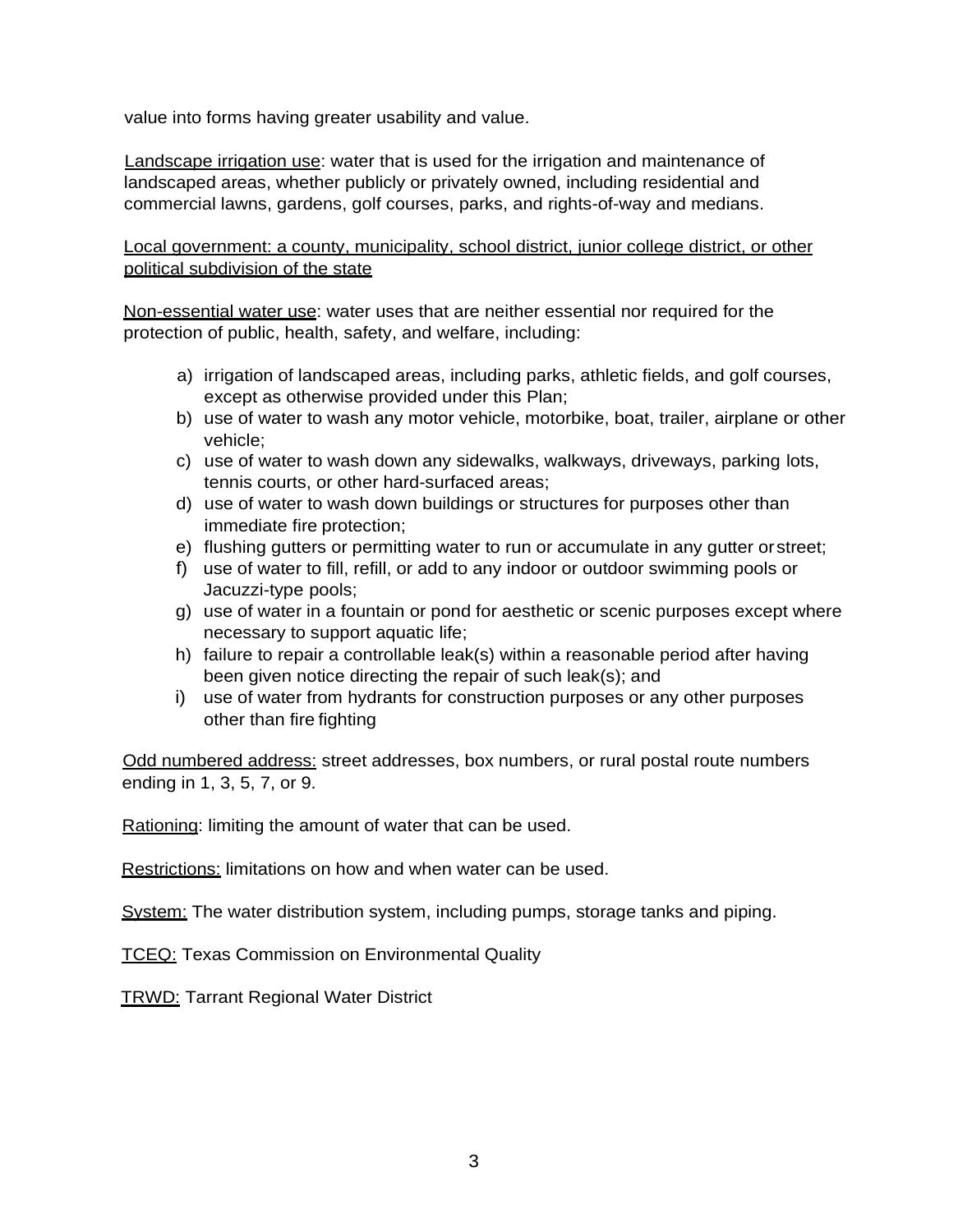value into forms having greater usability and value.

Landscape irrigation use: water that is used for the irrigation and maintenance of landscaped areas, whether publicly or privately owned, including residential and commercial lawns, gardens, golf courses, parks, and rights-of-way and medians.

Local government: a county, municipality, school district, junior college district, or other political subdivision of the state

Non-essential water use: water uses that are neither essential nor required for the protection of public, health, safety, and welfare, including:

a) irrigation of landscaped areas, including parks, athletic fields, and golf courses, except as otherwise provided under this Plan;
b) use of water to wash any motor vehicle, motorbike, boat, trailer, airplane or other vehicle;
c) use of water to wash down any sidewalks, walkways, driveways, parking lots, tennis courts, or other hard-surfaced areas;
d) use of water to wash down buildings or structures for purposes other than immediate fire protection;
e) flushing gutters or permitting water to run or accumulate in any gutter or street;
f) use of water to fill, refill, or add to any indoor or outdoor swimming pools or Jacuzzi-type pools;
g) use of water in a fountain or pond for aesthetic or scenic purposes except where necessary to support aquatic life;
h) failure to repair a controllable leak(s) within a reasonable period after having been given notice directing the repair of such leak(s); and
i) use of water from hydrants for construction purposes or any other purposes other than fire fighting

Odd numbered address: street addresses, box numbers, or rural postal route numbers ending in 1, 3, 5, 7, or 9.

Rationing: limiting the amount of water that can be used.

Restrictions: limitations on how and when water can be used.

System: The water distribution system, including pumps, storage tanks and piping.

TCEQ: Texas Commission on Environmental Quality

TRWD: Tarrant Regional Water District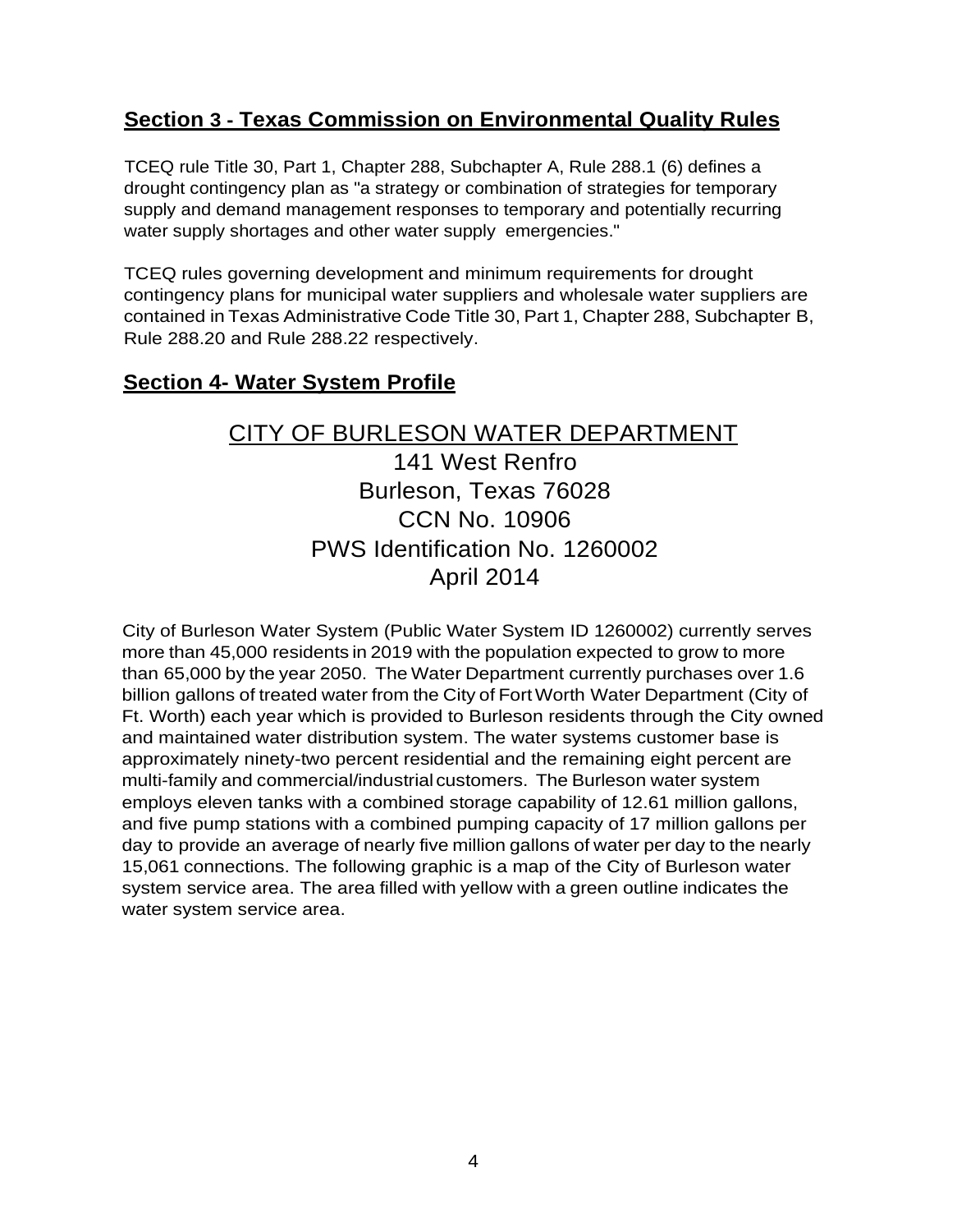## Section 3 - Texas Commission on Environmental Quality Rules

TCEQ rule Title 30, Part 1, Chapter 288, Subchapter A, Rule 288.1 (6) defines a drought contingency plan as "a strategy or combination of strategies for temporary supply and demand management responses to temporary and potentially recurring water supply shortages and other water supply emergencies."

TCEQ rules governing development and minimum requirements for drought contingency plans for municipal water suppliers and wholesale water suppliers are contained in Texas Administrative Code Title 30, Part 1, Chapter 288, Subchapter B, Rule 288.20 and Rule 288.22 respectively.

## Section 4- Water System Profile

<div align="center">

CITY OF BURLESON WATER DEPARTMENT
141 West Renfro
Burleson, Texas 76028
CCN No. 10906
PWS Identification No. 1260002
April 2014

</div>

City of Burleson Water System (Public Water System ID 1260002) currently serves more than 45,000 residents in 2019 with the population expected to grow to more than 65,000 by the year 2050. The Water Department currently purchases over 1.6 billion gallons of treated water from the City of Fort Worth Water Department (City of Ft. Worth) each year which is provided to Burleson residents through the City owned and maintained water distribution system. The water systems customer base is approximately ninety-two percent residential and the remaining eight percent are multi-family and commercial/industrial customers. The Burleson water system employs eleven tanks with a combined storage capability of 12.61 million gallons, and five pump stations with a combined pumping capacity of 17 million gallons per day to provide an average of nearly five million gallons of water per day to the nearly 15,061 connections. The following graphic is a map of the City of Burleson water system service area. The area filled with yellow with a green outline indicates the water system service area.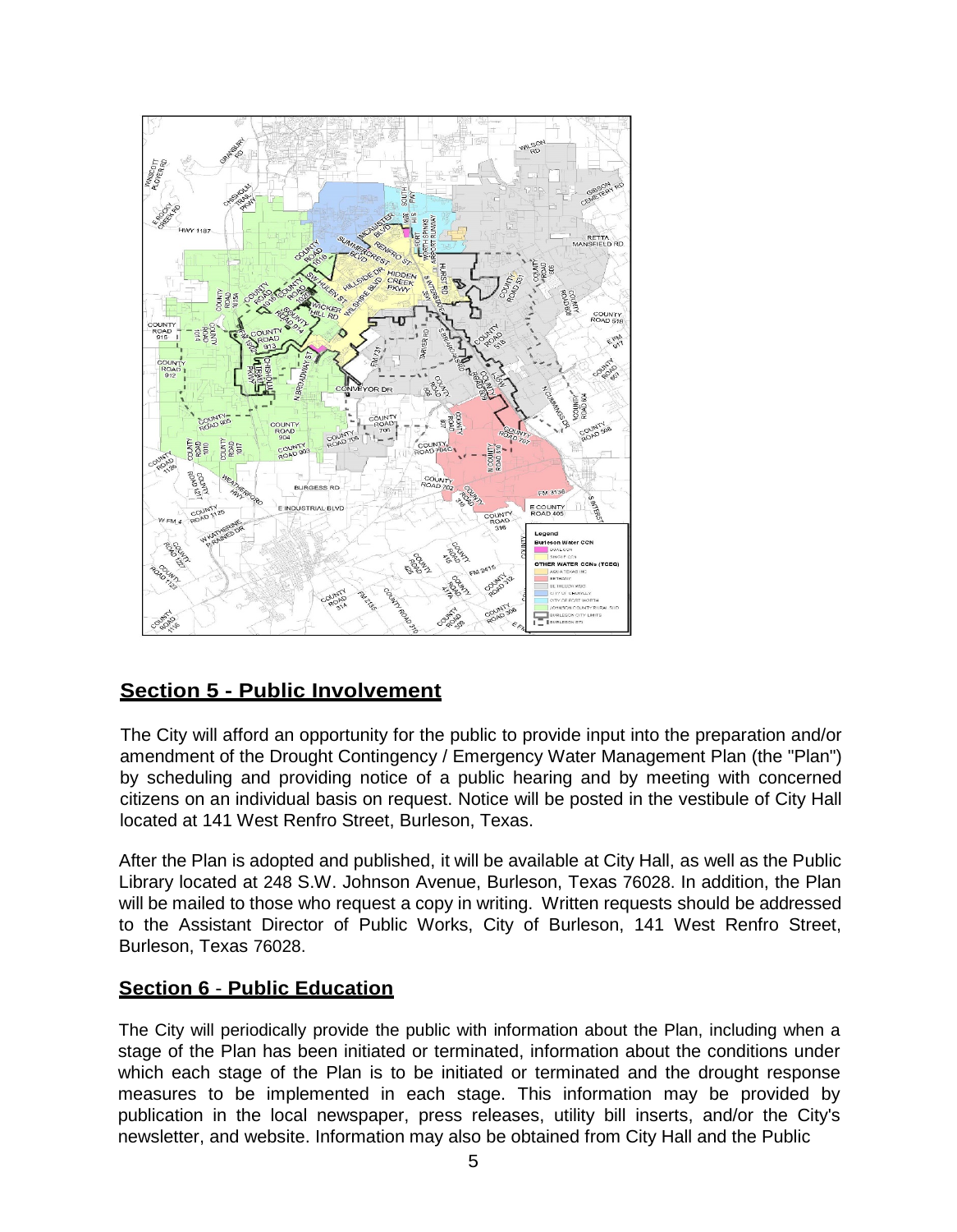## Section 5 - Public Involvement

The City will afford an opportunity for the public to provide input into the preparation and/or amendment of the Drought Contingency / Emergency Water Management Plan (the "Plan") by scheduling and providing notice of a public hearing and by meeting with concerned citizens on an individual basis on request. Notice will be posted in the vestibule of City Hall located at 141 West Renfro Street, Burleson, Texas.

After the Plan is adopted and published, it will be available at City Hall, as well as the Public Library located at 248 S.W. Johnson Avenue, Burleson, Texas 76028. In addition, the Plan will be mailed to those who request a copy in writing. Written requests should be addressed to the Assistant Director of Public Works, City of Burleson, 141 West Renfro Street, Burleson, Texas 76028.

## Section 6 - Public Education

The City will periodically provide the public with information about the Plan, including when a stage of the Plan has been initiated or terminated, information about the conditions under which each stage of the Plan is to be initiated or terminated and the drought response measures to be implemented in each stage. This information may be provided by publication in the local newspaper, press releases, utility bill inserts, and/or the City's newsletter, and website. Information may also be obtained from City Hall and the Public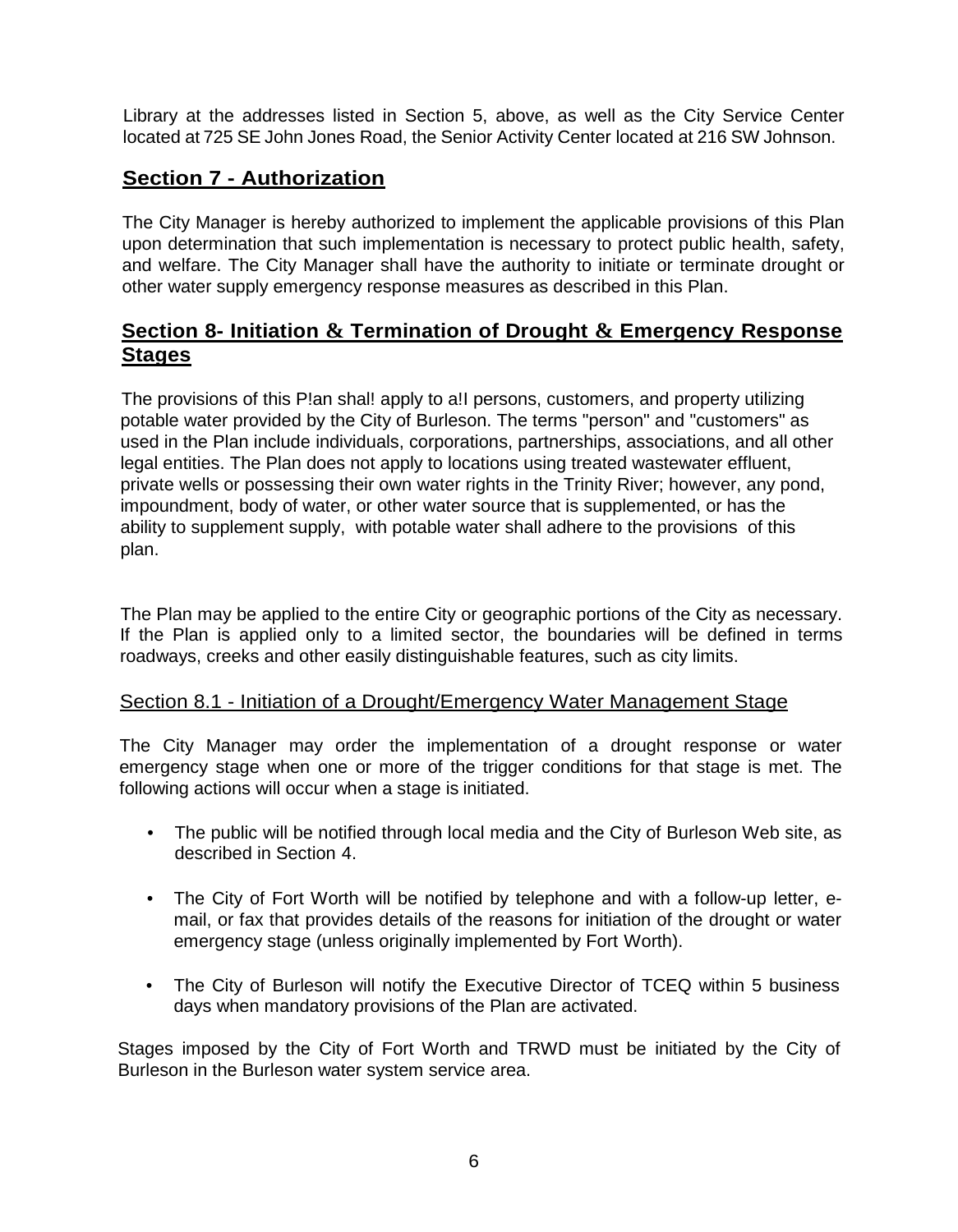Library at the addresses listed in Section 5, above, as well as the City Service Center located at 725 SE John Jones Road, the Senior Activity Center located at 216 SW Johnson.

## Section 7 - Authorization

The City Manager is hereby authorized to implement the applicable provisions of this Plan upon determination that such implementation is necessary to protect public health, safety, and welfare. The City Manager shall have the authority to initiate or terminate drought or other water supply emergency response measures as described in this Plan.

## Section 8- Initiation & Termination of Drought & Emergency Response Stages

The provisions of this P!an shal! apply to a!I persons, customers, and property utilizing potable water provided by the City of Burleson. The terms "person" and "customers" as used in the Plan include individuals, corporations, partnerships, associations, and all other legal entities. The Plan does not apply to locations using treated wastewater effluent, private wells or possessing their own water rights in the Trinity River; however, any pond, impoundment, body of water, or other water source that is supplemented, or has the ability to supplement supply, with potable water shall adhere to the provisions of this plan.

The Plan may be applied to the entire City or geographic portions of the City as necessary. If the Plan is applied only to a limited sector, the boundaries will be defined in terms roadways, creeks and other easily distinguishable features, such as city limits.

### Section 8.1 - Initiation of a Drought/Emergency Water Management Stage

The City Manager may order the implementation of a drought response or water emergency stage when one or more of the trigger conditions for that stage is met. The following actions will occur when a stage is initiated.

- The public will be notified through local media and the City of Burleson Web site, as described in Section 4.
- The City of Fort Worth will be notified by telephone and with a follow-up letter, e-mail, or fax that provides details of the reasons for initiation of the drought or water emergency stage (unless originally implemented by Fort Worth).
- The City of Burleson will notify the Executive Director of TCEQ within 5 business days when mandatory provisions of the Plan are activated.

Stages imposed by the City of Fort Worth and TRWD must be initiated by the City of Burleson in the Burleson water system service area.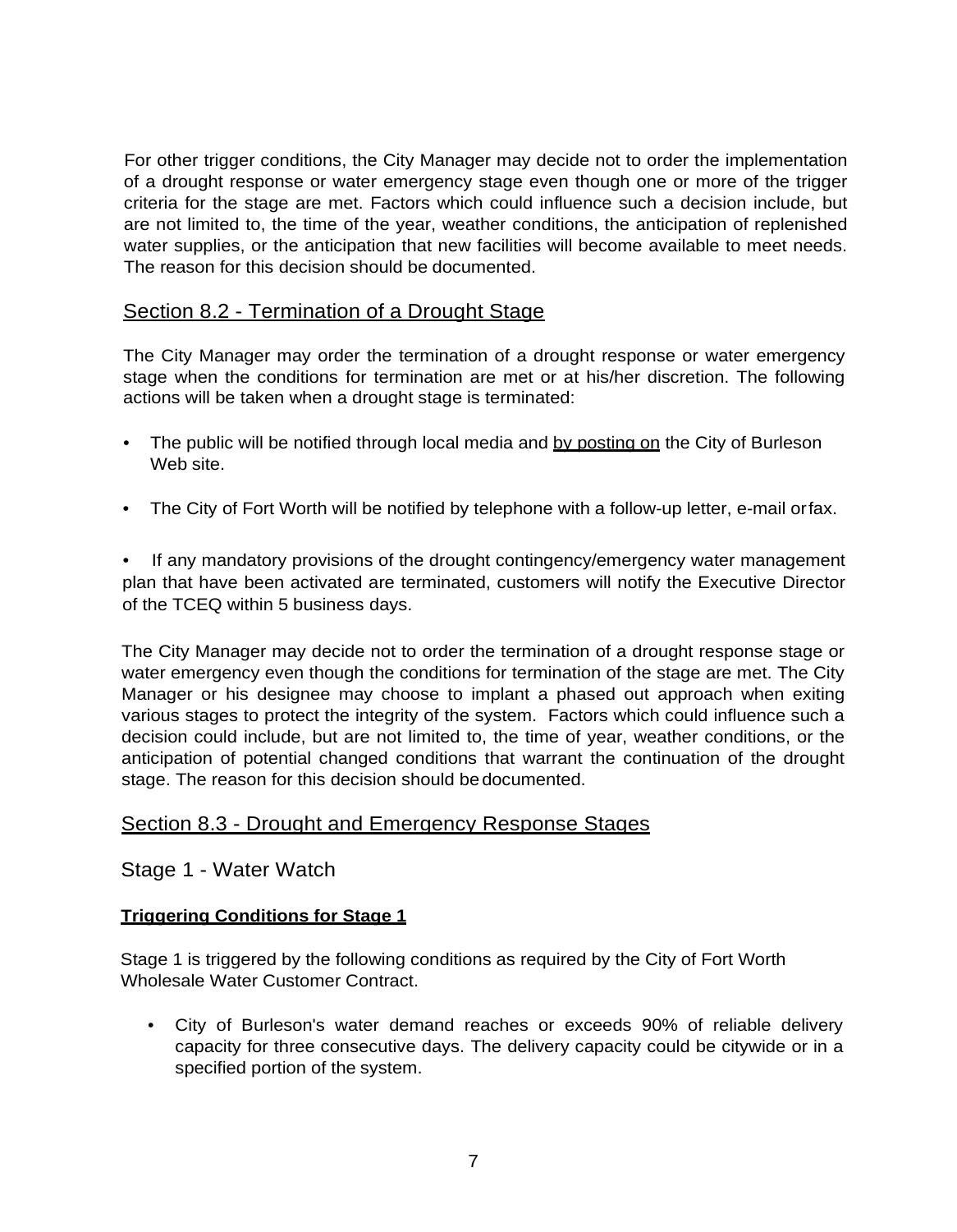For other trigger conditions, the City Manager may decide not to order the implementation of a drought response or water emergency stage even though one or more of the trigger criteria for the stage are met. Factors which could influence such a decision include, but are not limited to, the time of the year, weather conditions, the anticipation of replenished water supplies, or the anticipation that new facilities will become available to meet needs. The reason for this decision should be documented.

## Section 8.2 - Termination of a Drought Stage

The City Manager may order the termination of a drought response or water emergency stage when the conditions for termination are met or at his/her discretion. The following actions will be taken when a drought stage is terminated:

- The public will be notified through local media and by posting on the City of Burleson Web site.
- The City of Fort Worth will be notified by telephone with a follow-up letter, e-mail orfax.
- If any mandatory provisions of the drought contingency/emergency water management plan that have been activated are terminated, customers will notify the Executive Director of the TCEQ within 5 business days.

The City Manager may decide not to order the termination of a drought response stage or water emergency even though the conditions for termination of the stage are met. The City Manager or his designee may choose to implant a phased out approach when exiting various stages to protect the integrity of the system. Factors which could influence such a decision could include, but are not limited to, the time of year, weather conditions, or the anticipation of potential changed conditions that warrant the continuation of the drought stage. The reason for this decision should be documented.

## Section 8.3 - Drought and Emergency Response Stages

### Stage 1 - Water Watch

**Triggering Conditions for Stage 1**

Stage 1 is triggered by the following conditions as required by the City of Fort Worth Wholesale Water Customer Contract.

- City of Burleson's water demand reaches or exceeds 90% of reliable delivery capacity for three consecutive days. The delivery capacity could be citywide or in a specified portion of the system.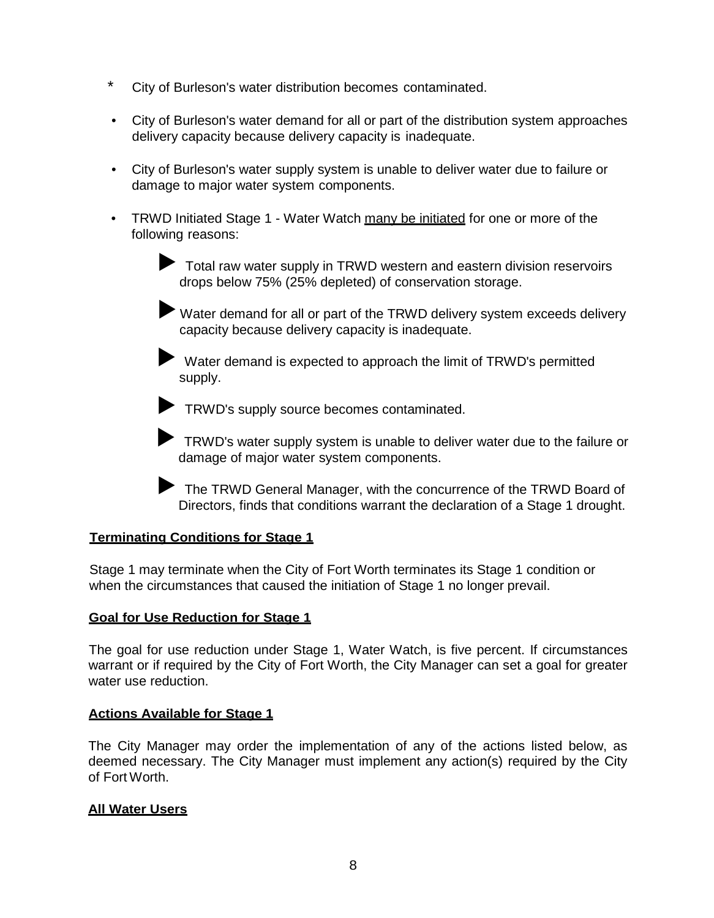* City of Burleson's water distribution becomes contaminated.
- City of Burleson's water demand for all or part of the distribution system approaches delivery capacity because delivery capacity is inadequate.
- City of Burleson's water supply system is unable to deliver water due to failure or damage to major water system components.
- TRWD Initiated Stage 1 - Water Watch many be initiated for one or more of the following reasons:
  - Total raw water supply in TRWD western and eastern division reservoirs drops below 75% (25% depleted) of conservation storage.
  - Water demand for all or part of the TRWD delivery system exceeds delivery capacity because delivery capacity is inadequate.
  - Water demand is expected to approach the limit of TRWD's permitted supply.
  - TRWD's supply source becomes contaminated.
  - TRWD's water supply system is unable to deliver water due to the failure or damage of major water system components.
  - The TRWD General Manager, with the concurrence of the TRWD Board of Directors, finds that conditions warrant the declaration of a Stage 1 drought.

**Terminating Conditions for Stage 1**

Stage 1 may terminate when the City of Fort Worth terminates its Stage 1 condition or when the circumstances that caused the initiation of Stage 1 no longer prevail.

**Goal for Use Reduction for Stage 1**

The goal for use reduction under Stage 1, Water Watch, is five percent. If circumstances warrant or if required by the City of Fort Worth, the City Manager can set a goal for greater water use reduction.

**Actions Available for Stage 1**

The City Manager may order the implementation of any of the actions listed below, as deemed necessary. The City Manager must implement any action(s) required by the City of Fort Worth.

**All Water Users**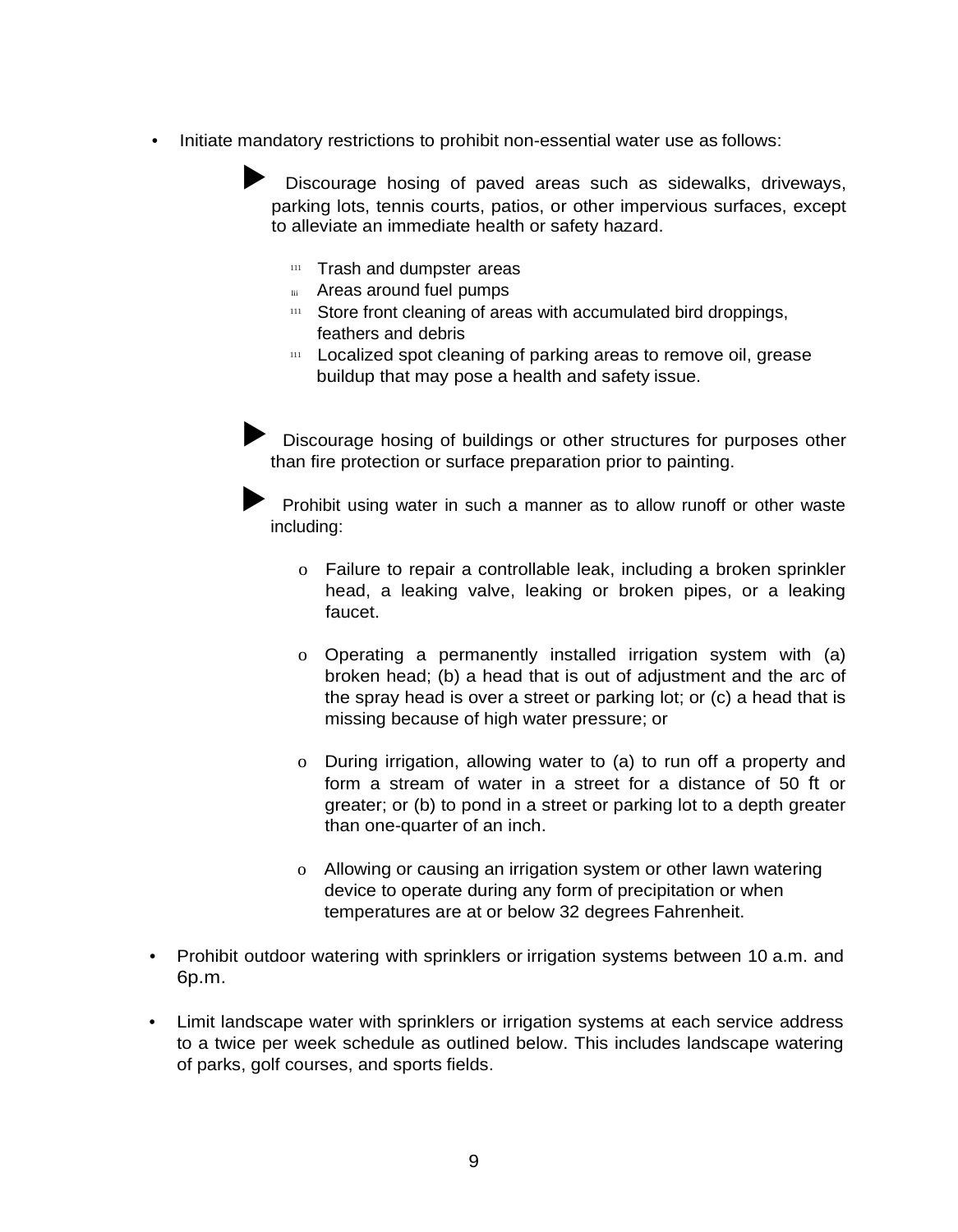- Initiate mandatory restrictions to prohibit non-essential water use as follows:

  - Discourage hosing of paved areas such as sidewalks, driveways, parking lots, tennis courts, patios, or other impervious surfaces, except to alleviate an immediate health or safety hazard.

    - Trash and dumpster areas
    - Areas around fuel pumps
    - Store front cleaning of areas with accumulated bird droppings, feathers and debris
    - Localized spot cleaning of parking areas to remove oil, grease buildup that may pose a health and safety issue.

  - Discourage hosing of buildings or other structures for purposes other than fire protection or surface preparation prior to painting.

  - Prohibit using water in such a manner as to allow runoff or other waste including:

    - Failure to repair a controllable leak, including a broken sprinkler head, a leaking valve, leaking or broken pipes, or a leaking faucet.

    - Operating a permanently installed irrigation system with (a) broken head; (b) a head that is out of adjustment and the arc of the spray head is over a street or parking lot; or (c) a head that is missing because of high water pressure; or

    - During irrigation, allowing water to (a) to run off a property and form a stream of water in a street for a distance of 50 ft or greater; or (b) to pond in a street or parking lot to a depth greater than one-quarter of an inch.

    - Allowing or causing an irrigation system or other lawn watering device to operate during any form of precipitation or when temperatures are at or below 32 degrees Fahrenheit.

- Prohibit outdoor watering with sprinklers or irrigation systems between 10 a.m. and 6p.m.

- Limit landscape water with sprinklers or irrigation systems at each service address to a twice per week schedule as outlined below. This includes landscape watering of parks, golf courses, and sports fields.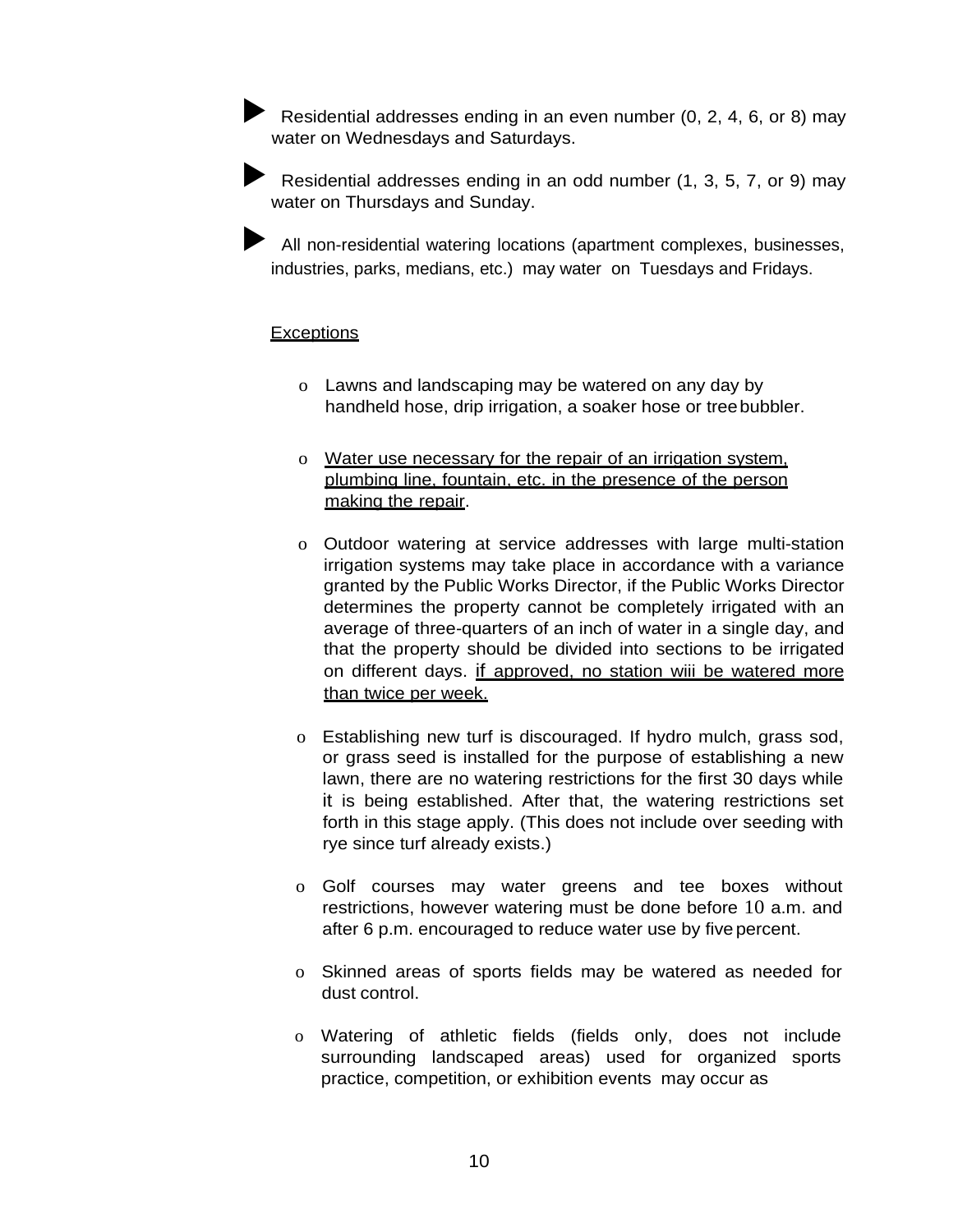- Residential addresses ending in an even number (0, 2, 4, 6, or 8) may water on Wednesdays and Saturdays.
- Residential addresses ending in an odd number (1, 3, 5, 7, or 9) may water on Thursdays and Sunday.
- All non-residential watering locations (apartment complexes, businesses, industries, parks, medians, etc.) may water on Tuesdays and Fridays.

<u>Exceptions</u>

- Lawns and landscaping may be watered on any day by handheld hose, drip irrigation, a soaker hose or tree bubbler.
- <u>Water use necessary for the repair of an irrigation system, plumbing line, fountain, etc. in the presence of the person making the repair</u>.
- Outdoor watering at service addresses with large multi-station irrigation systems may take place in accordance with a variance granted by the Public Works Director, if the Public Works Director determines the property cannot be completely irrigated with an average of three-quarters of an inch of water in a single day, and that the property should be divided into sections to be irrigated on different days. <u>if approved, no station wiii be watered more than twice per week.</u>
- Establishing new turf is discouraged. If hydro mulch, grass sod, or grass seed is installed for the purpose of establishing a new lawn, there are no watering restrictions for the first 30 days while it is being established. After that, the watering restrictions set forth in this stage apply. (This does not include over seeding with rye since turf already exists.)
- Golf courses may water greens and tee boxes without restrictions, however watering must be done before 10 a.m. and after 6 p.m. encouraged to reduce water use by five percent.
- Skinned areas of sports fields may be watered as needed for dust control.
- Watering of athletic fields (fields only, does not include surrounding landscaped areas) used for organized sports practice, competition, or exhibition events may occur as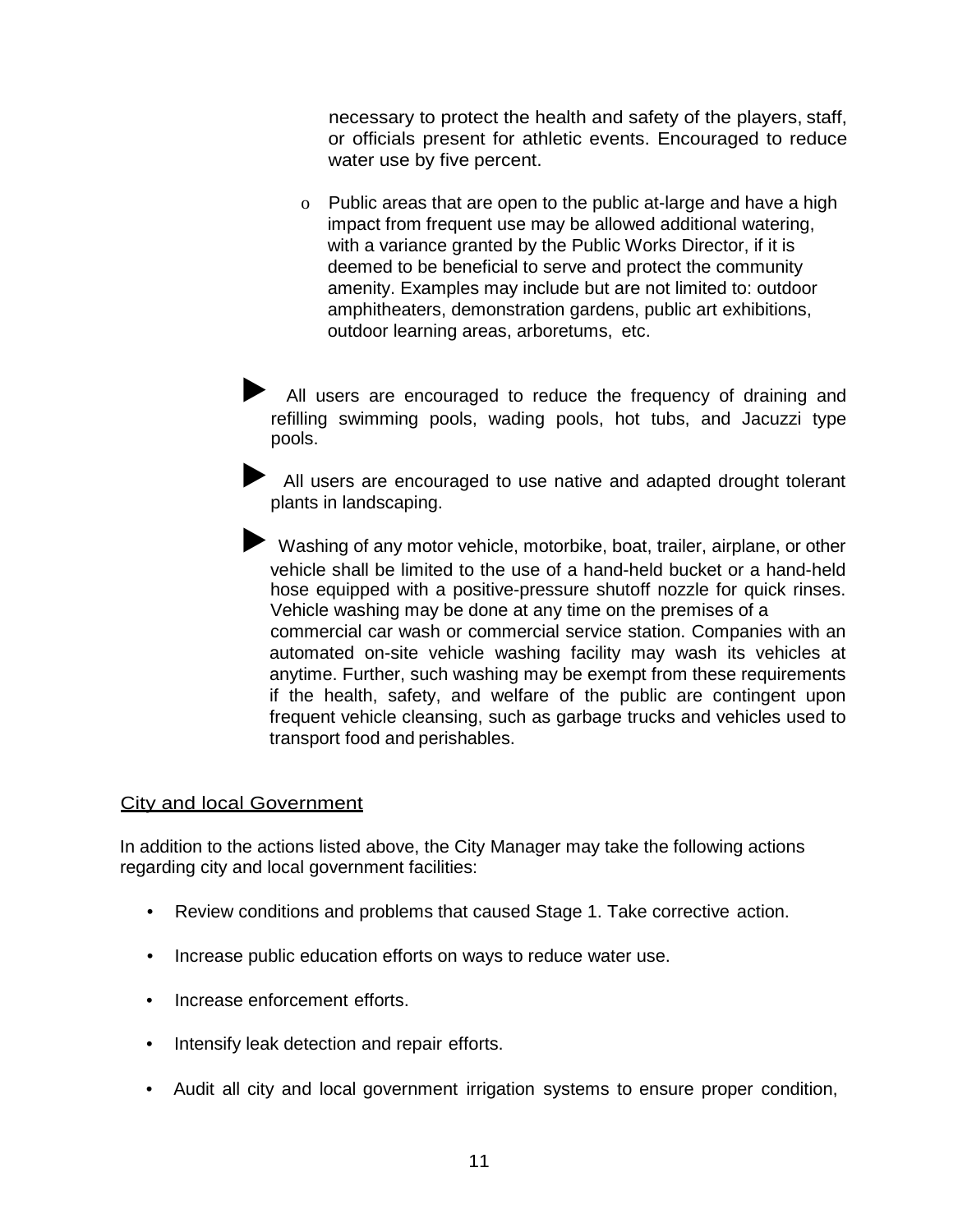necessary to protect the health and safety of the players, staff, or officials present for athletic events. Encouraged to reduce water use by five percent.

- Public areas that are open to the public at-large and have a high impact from frequent use may be allowed additional watering, with a variance granted by the Public Works Director, if it is deemed to be beneficial to serve and protect the community amenity. Examples may include but are not limited to: outdoor amphitheaters, demonstration gardens, public art exhibitions, outdoor learning areas, arboretums, etc.

- All users are encouraged to reduce the frequency of draining and refilling swimming pools, wading pools, hot tubs, and Jacuzzi type pools.

- All users are encouraged to use native and adapted drought tolerant plants in landscaping.

- Washing of any motor vehicle, motorbike, boat, trailer, airplane, or other vehicle shall be limited to the use of a hand-held bucket or a hand-held hose equipped with a positive-pressure shutoff nozzle for quick rinses. Vehicle washing may be done at any time on the premises of a commercial car wash or commercial service station. Companies with an automated on-site vehicle washing facility may wash its vehicles at anytime. Further, such washing may be exempt from these requirements if the health, safety, and welfare of the public are contingent upon frequent vehicle cleansing, such as garbage trucks and vehicles used to transport food and perishables.

## City and local Government

In addition to the actions listed above, the City Manager may take the following actions regarding city and local government facilities:

- Review conditions and problems that caused Stage 1. Take corrective action.
- Increase public education efforts on ways to reduce water use.
- Increase enforcement efforts.
- Intensify leak detection and repair efforts.
- Audit all city and local government irrigation systems to ensure proper condition,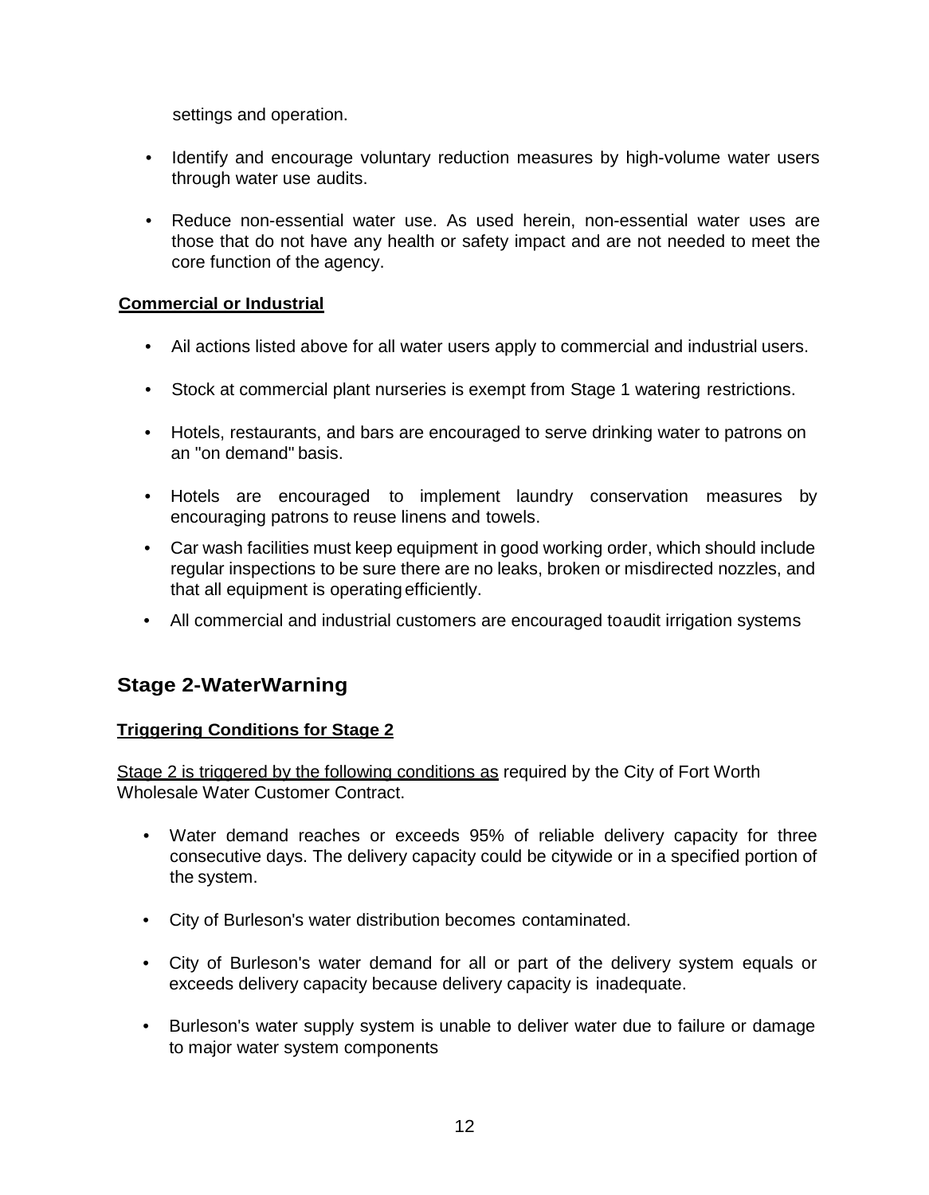settings and operation.

- Identify and encourage voluntary reduction measures by high-volume water users through water use audits.
- Reduce non-essential water use. As used herein, non-essential water uses are those that do not have any health or safety impact and are not needed to meet the core function of the agency.

**Commercial or Industrial**

- Ail actions listed above for all water users apply to commercial and industrial users.
- Stock at commercial plant nurseries is exempt from Stage 1 watering restrictions.
- Hotels, restaurants, and bars are encouraged to serve drinking water to patrons on an "on demand" basis.
- Hotels are encouraged to implement laundry conservation measures by encouraging patrons to reuse linens and towels.
- Car wash facilities must keep equipment in good working order, which should include regular inspections to be sure there are no leaks, broken or misdirected nozzles, and that all equipment is operating efficiently.
- All commercial and industrial customers are encouraged toaudit irrigation systems

## Stage 2-WaterWarning

**Triggering Conditions for Stage 2**

Stage 2 is triggered by the following conditions as required by the City of Fort Worth Wholesale Water Customer Contract.

- Water demand reaches or exceeds 95% of reliable delivery capacity for three consecutive days. The delivery capacity could be citywide or in a specified portion of the system.
- City of Burleson's water distribution becomes contaminated.
- City of Burleson's water demand for all or part of the delivery system equals or exceeds delivery capacity because delivery capacity is inadequate.
- Burleson's water supply system is unable to deliver water due to failure or damage to major water system components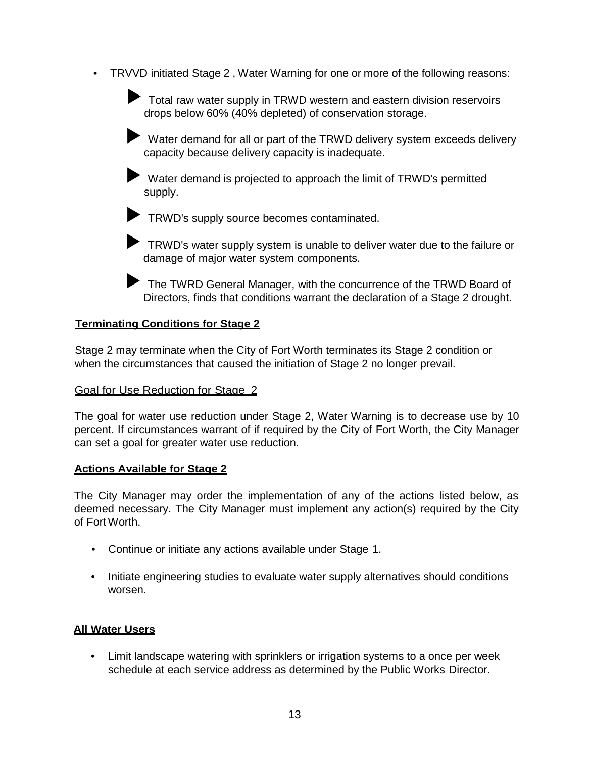- TRVVD initiated Stage 2 , Water Warning for one or more of the following reasons:

  - Total raw water supply in TRWD western and eastern division reservoirs drops below 60% (40% depleted) of conservation storage.

  - Water demand for all or part of the TRWD delivery system exceeds delivery capacity because delivery capacity is inadequate.

  - Water demand is projected to approach the limit of TRWD's permitted supply.

  - TRWD's supply source becomes contaminated.

  - TRWD's water supply system is unable to deliver water due to the failure or damage of major water system components.

  - The TWRD General Manager, with the concurrence of the TRWD Board of Directors, finds that conditions warrant the declaration of a Stage 2 drought.

**Terminating Conditions for Stage 2**

Stage 2 may terminate when the City of Fort Worth terminates its Stage 2 condition or when the circumstances that caused the initiation of Stage 2 no longer prevail.

Goal for Use Reduction for Stage 2

The goal for water use reduction under Stage 2, Water Warning is to decrease use by 10 percent. If circumstances warrant of if required by the City of Fort Worth, the City Manager can set a goal for greater water use reduction.

**Actions Available for Stage 2**

The City Manager may order the implementation of any of the actions listed below, as deemed necessary. The City Manager must implement any action(s) required by the City of Fort Worth.

- Continue or initiate any actions available under Stage 1.

- Initiate engineering studies to evaluate water supply alternatives should conditions worsen.

**All Water Users**

- Limit landscape watering with sprinklers or irrigation systems to a once per week schedule at each service address as determined by the Public Works Director.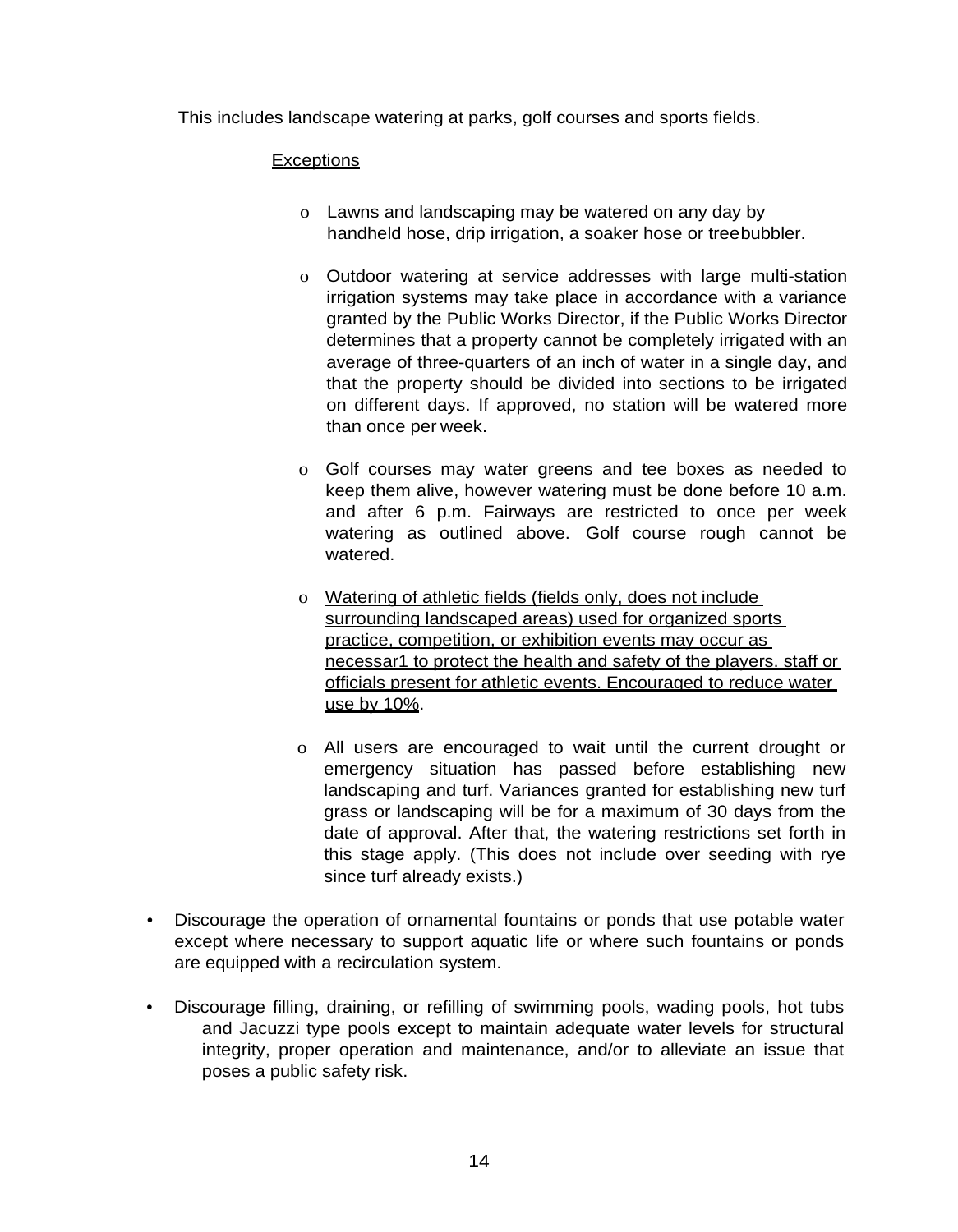This includes landscape watering at parks, golf courses and sports fields.

Exceptions

- Lawns and landscaping may be watered on any day by handheld hose, drip irrigation, a soaker hose or treebubbler.
- Outdoor watering at service addresses with large multi-station irrigation systems may take place in accordance with a variance granted by the Public Works Director, if the Public Works Director determines that a property cannot be completely irrigated with an average of three-quarters of an inch of water in a single day, and that the property should be divided into sections to be irrigated on different days. If approved, no station will be watered more than once per week.
- Golf courses may water greens and tee boxes as needed to keep them alive, however watering must be done before 10 a.m. and after 6 p.m. Fairways are restricted to once per week watering as outlined above. Golf course rough cannot be watered.
- Watering of athletic fields (fields only, does not include surrounding landscaped areas) used for organized sports practice, competition, or exhibition events may occur as necessar1 to protect the health and safety of the players. staff or officials present for athletic events. Encouraged to reduce water use by 10%.
- All users are encouraged to wait until the current drought or emergency situation has passed before establishing new landscaping and turf. Variances granted for establishing new turf grass or landscaping will be for a maximum of 30 days from the date of approval. After that, the watering restrictions set forth in this stage apply. (This does not include over seeding with rye since turf already exists.)

- Discourage the operation of ornamental fountains or ponds that use potable water except where necessary to support aquatic life or where such fountains or ponds are equipped with a recirculation system.
- Discourage filling, draining, or refilling of swimming pools, wading pools, hot tubs and Jacuzzi type pools except to maintain adequate water levels for structural integrity, proper operation and maintenance, and/or to alleviate an issue that poses a public safety risk.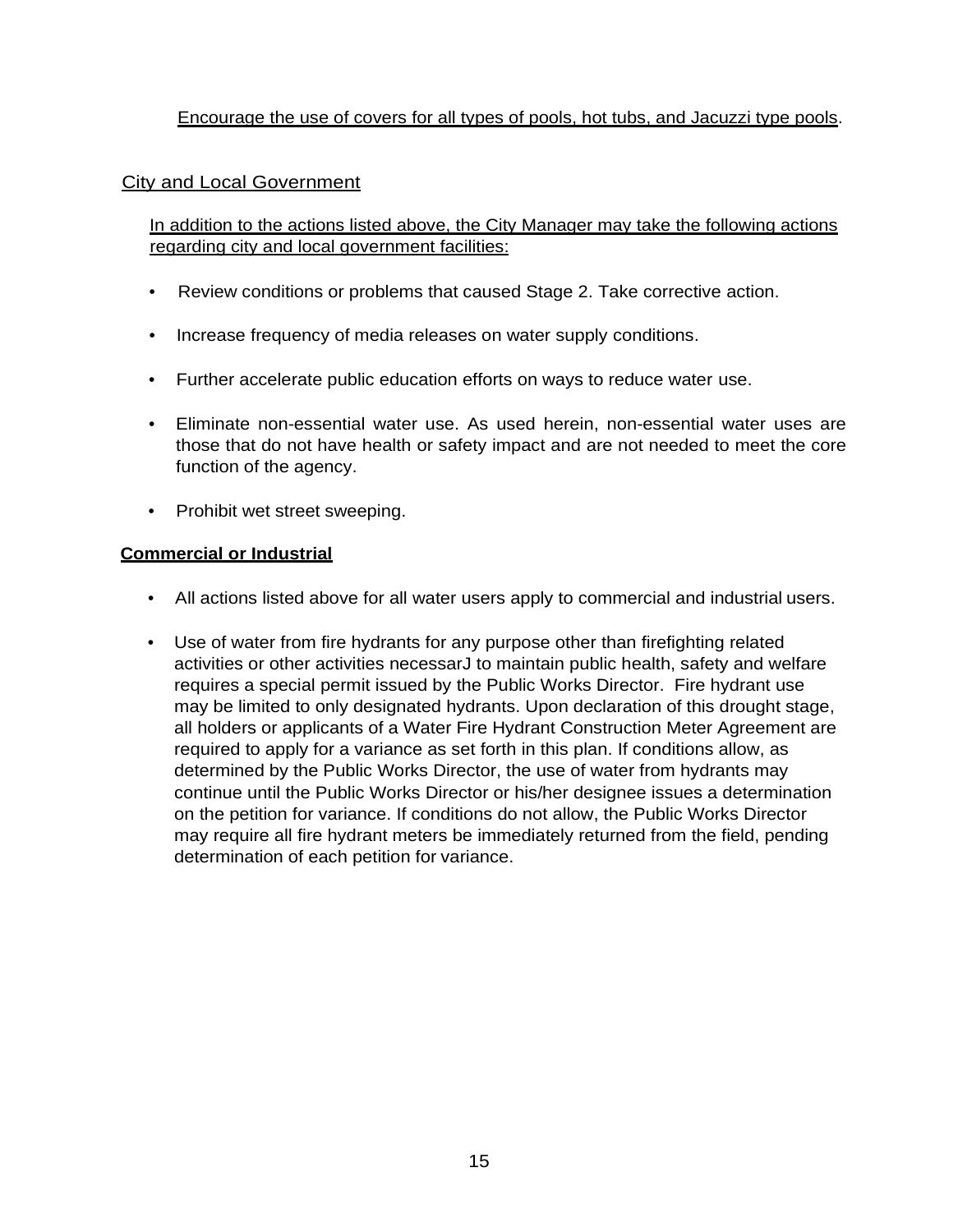<u>Encourage the use of covers for all types of pools, hot tubs, and Jacuzzi type pools</u>.

<u>City and Local Government</u>

<u>In addition to the actions listed above, the City Manager may take the following actions regarding city and local government facilities:</u>

- Review conditions or problems that caused Stage 2. Take corrective action.
- Increase frequency of media releases on water supply conditions.
- Further accelerate public education efforts on ways to reduce water use.
- Eliminate non-essential water use. As used herein, non-essential water uses are those that do not have health or safety impact and are not needed to meet the core function of the agency.
- Prohibit wet street sweeping.

**<u>Commercial or Industrial</u>**

- All actions listed above for all water users apply to commercial and industrial users.
- Use of water from fire hydrants for any purpose other than firefighting related activities or other activities necessarJ to maintain public health, safety and welfare requires a special permit issued by the Public Works Director. Fire hydrant use may be limited to only designated hydrants. Upon declaration of this drought stage, all holders or applicants of a Water Fire Hydrant Construction Meter Agreement are required to apply for a variance as set forth in this plan. If conditions allow, as determined by the Public Works Director, the use of water from hydrants may continue until the Public Works Director or his/her designee issues a determination on the petition for variance. If conditions do not allow, the Public Works Director may require all fire hydrant meters be immediately returned from the field, pending determination of each petition for variance.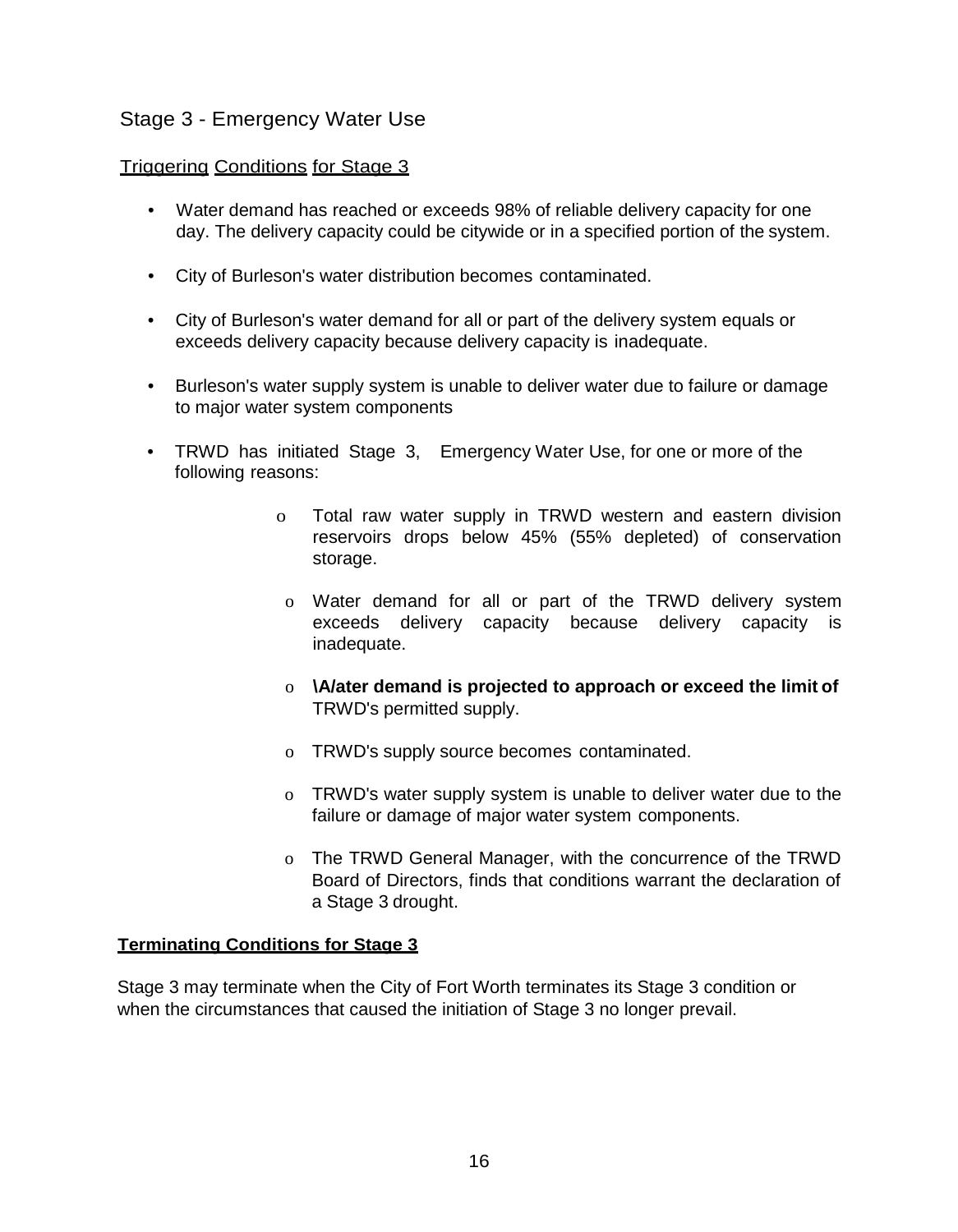## Stage 3 - Emergency Water Use

Triggering Conditions for Stage 3

- Water demand has reached or exceeds 98% of reliable delivery capacity for one day. The delivery capacity could be citywide or in a specified portion of the system.
- City of Burleson's water distribution becomes contaminated.
- City of Burleson's water demand for all or part of the delivery system equals or exceeds delivery capacity because delivery capacity is inadequate.
- Burleson's water supply system is unable to deliver water due to failure or damage to major water system components
- TRWD has initiated Stage 3, Emergency Water Use, for one or more of the following reasons:
  - Total raw water supply in TRWD western and eastern division reservoirs drops below 45% (55% depleted) of conservation storage.
  - Water demand for all or part of the TRWD delivery system exceeds delivery capacity because delivery capacity is inadequate.
  - **\A/ater demand is projected to approach or exceed the limit of** TRWD's permitted supply.
  - TRWD's supply source becomes contaminated.
  - TRWD's water supply system is unable to deliver water due to the failure or damage of major water system components.
  - The TRWD General Manager, with the concurrence of the TRWD Board of Directors, finds that conditions warrant the declaration of a Stage 3 drought.

**Terminating Conditions for Stage 3**

Stage 3 may terminate when the City of Fort Worth terminates its Stage 3 condition or when the circumstances that caused the initiation of Stage 3 no longer prevail.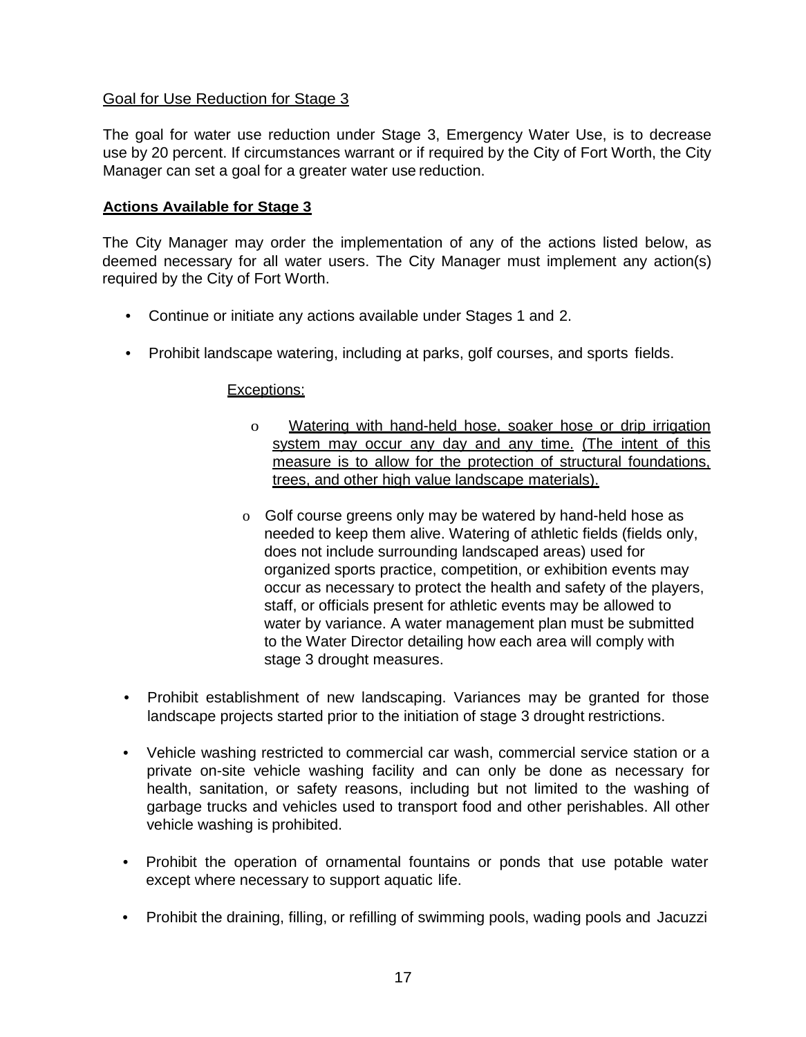Goal for Use Reduction for Stage 3

The goal for water use reduction under Stage 3, Emergency Water Use, is to decrease use by 20 percent. If circumstances warrant or if required by the City of Fort Worth, the City Manager can set a goal for a greater water use reduction.

**Actions Available for Stage 3**

The City Manager may order the implementation of any of the actions listed below, as deemed necessary for all water users. The City Manager must implement any action(s) required by the City of Fort Worth.

- Continue or initiate any actions available under Stages 1 and 2.
- Prohibit landscape watering, including at parks, golf courses, and sports fields.

  Exceptions:

  - Watering with hand-held hose, soaker hose or drip irrigation system may occur any day and any time. (The intent of this measure is to allow for the protection of structural foundations, trees, and other high value landscape materials).
  - Golf course greens only may be watered by hand-held hose as needed to keep them alive. Watering of athletic fields (fields only, does not include surrounding landscaped areas) used for organized sports practice, competition, or exhibition events may occur as necessary to protect the health and safety of the players, staff, or officials present for athletic events may be allowed to water by variance. A water management plan must be submitted to the Water Director detailing how each area will comply with stage 3 drought measures.

- Prohibit establishment of new landscaping. Variances may be granted for those landscape projects started prior to the initiation of stage 3 drought restrictions.
- Vehicle washing restricted to commercial car wash, commercial service station or a private on-site vehicle washing facility and can only be done as necessary for health, sanitation, or safety reasons, including but not limited to the washing of garbage trucks and vehicles used to transport food and other perishables. All other vehicle washing is prohibited.
- Prohibit the operation of ornamental fountains or ponds that use potable water except where necessary to support aquatic life.
- Prohibit the draining, filling, or refilling of swimming pools, wading pools and Jacuzzi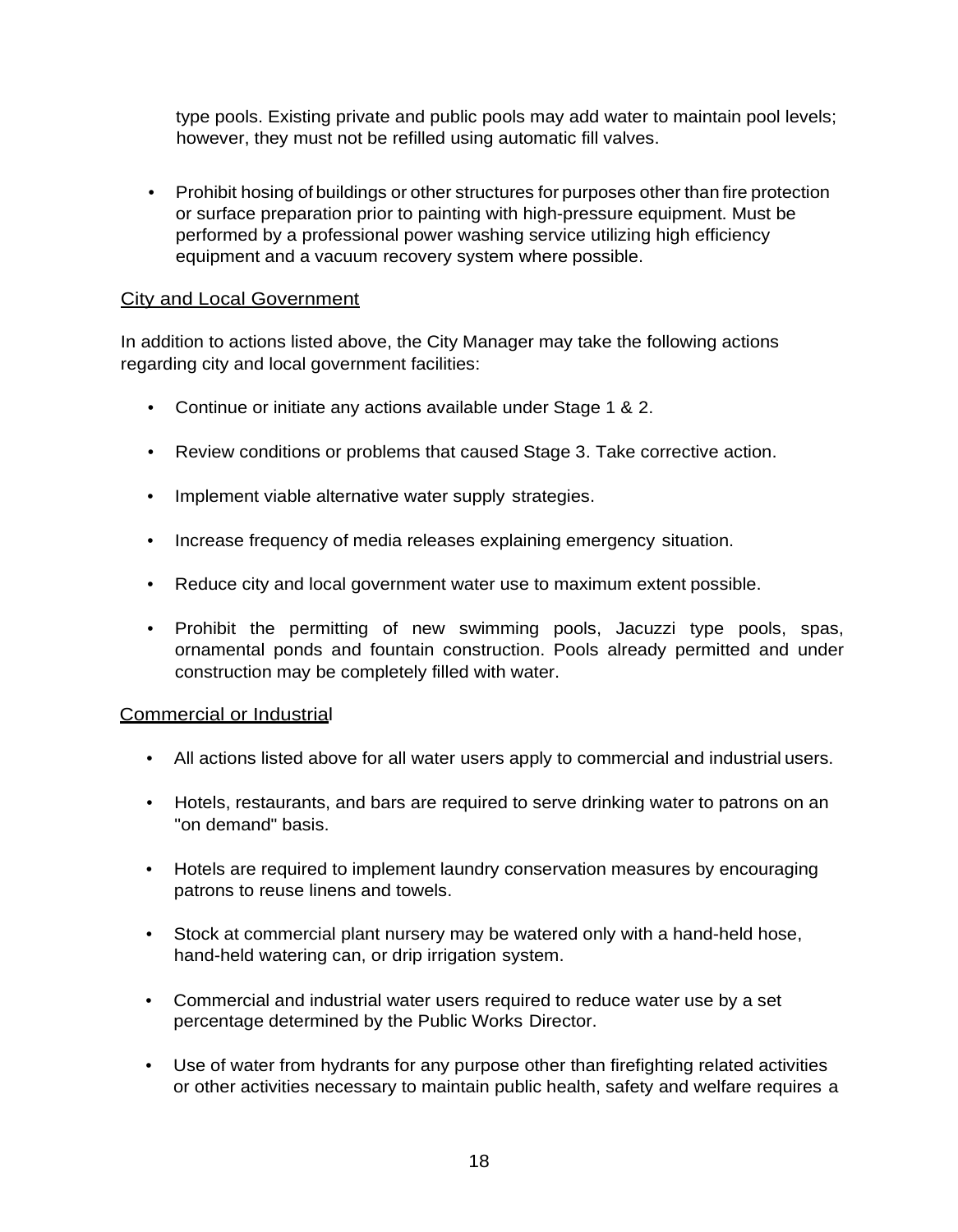type pools. Existing private and public pools may add water to maintain pool levels; however, they must not be refilled using automatic fill valves.

- Prohibit hosing of buildings or other structures for purposes other than fire protection or surface preparation prior to painting with high-pressure equipment. Must be performed by a professional power washing service utilizing high efficiency equipment and a vacuum recovery system where possible.

<u>City and Local Government</u>

In addition to actions listed above, the City Manager may take the following actions regarding city and local government facilities:

- Continue or initiate any actions available under Stage 1 & 2.
- Review conditions or problems that caused Stage 3. Take corrective action.
- Implement viable alternative water supply strategies.
- Increase frequency of media releases explaining emergency situation.
- Reduce city and local government water use to maximum extent possible.
- Prohibit the permitting of new swimming pools, Jacuzzi type pools, spas, ornamental ponds and fountain construction. Pools already permitted and under construction may be completely filled with water.

<u>Commercial or Industrial</u>

- All actions listed above for all water users apply to commercial and industrial users.
- Hotels, restaurants, and bars are required to serve drinking water to patrons on an "on demand" basis.
- Hotels are required to implement laundry conservation measures by encouraging patrons to reuse linens and towels.
- Stock at commercial plant nursery may be watered only with a hand-held hose, hand-held watering can, or drip irrigation system.
- Commercial and industrial water users required to reduce water use by a set percentage determined by the Public Works Director.
- Use of water from hydrants for any purpose other than firefighting related activities or other activities necessary to maintain public health, safety and welfare requires a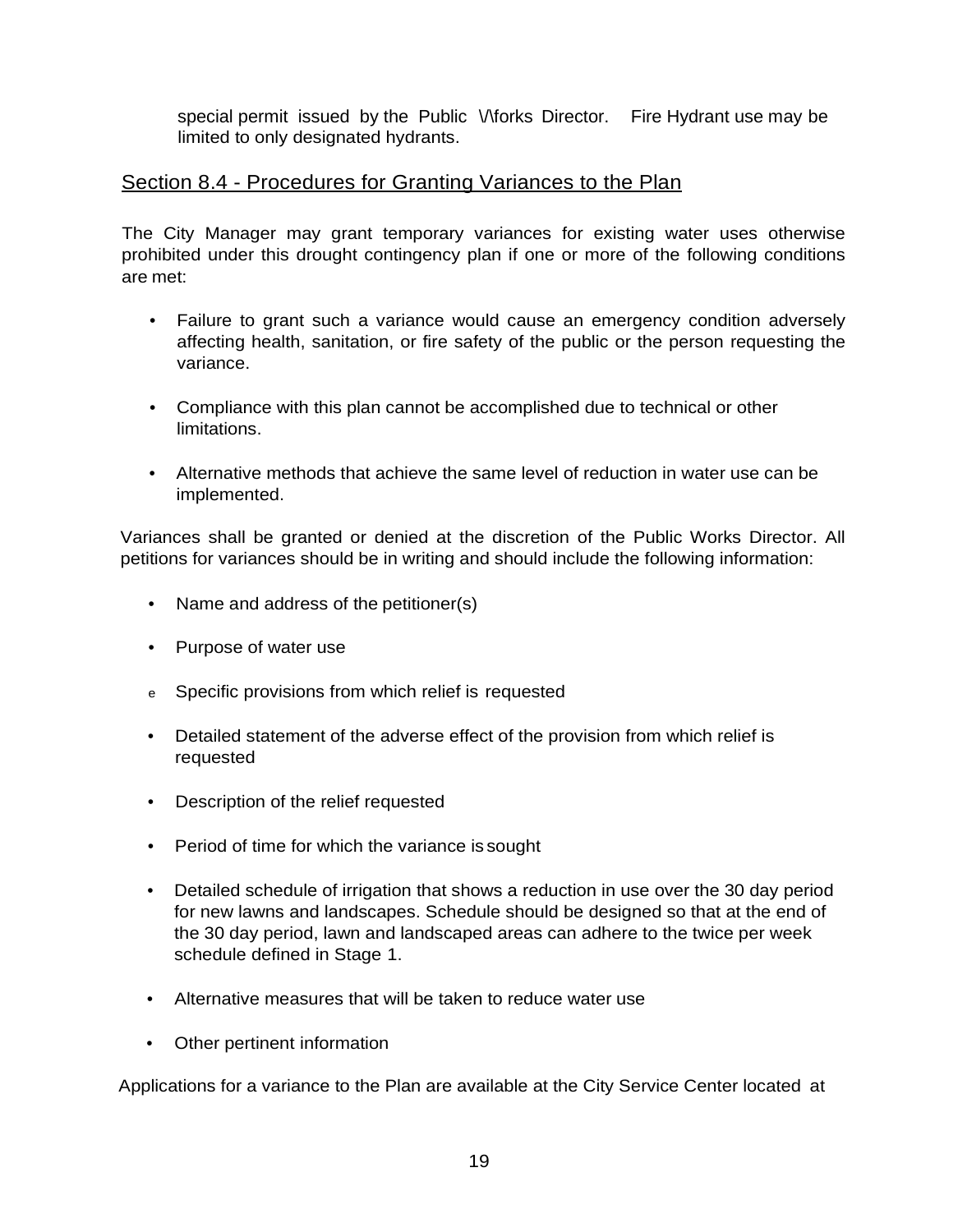special permit issued by the Public \/\forks Director. Fire Hydrant use may be limited to only designated hydrants.

## Section 8.4 - Procedures for Granting Variances to the Plan

The City Manager may grant temporary variances for existing water uses otherwise prohibited under this drought contingency plan if one or more of the following conditions are met:

- Failure to grant such a variance would cause an emergency condition adversely affecting health, sanitation, or fire safety of the public or the person requesting the variance.
- Compliance with this plan cannot be accomplished due to technical or other limitations.
- Alternative methods that achieve the same level of reduction in water use can be implemented.

Variances shall be granted or denied at the discretion of the Public Works Director. All petitions for variances should be in writing and should include the following information:

- Name and address of the petitioner(s)
- Purpose of water use
- Specific provisions from which relief is requested
- Detailed statement of the adverse effect of the provision from which relief is requested
- Description of the relief requested
- Period of time for which the variance is sought
- Detailed schedule of irrigation that shows a reduction in use over the 30 day period for new lawns and landscapes. Schedule should be designed so that at the end of the 30 day period, lawn and landscaped areas can adhere to the twice per week schedule defined in Stage 1.
- Alternative measures that will be taken to reduce water use
- Other pertinent information

Applications for a variance to the Plan are available at the City Service Center located at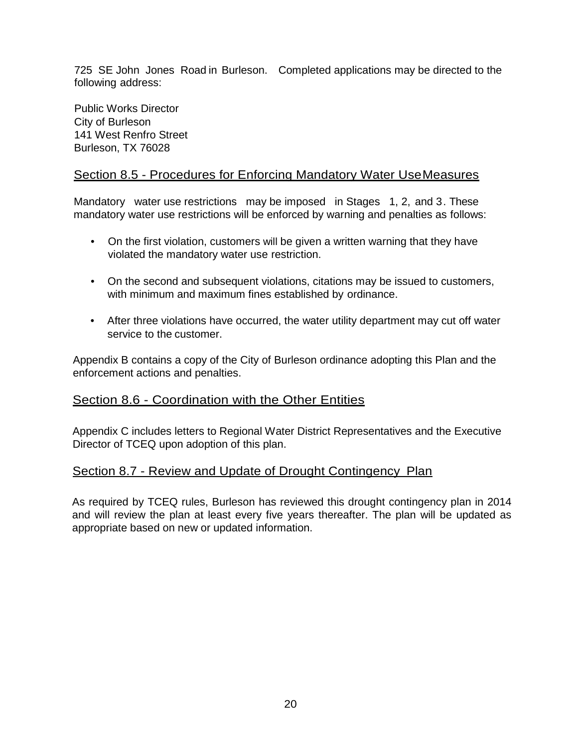725 SE John Jones Road in Burleson. Completed applications may be directed to the following address:

Public Works Director
City of Burleson
141 West Renfro Street
Burleson, TX 76028

## Section 8.5 - Procedures for Enforcing Mandatory Water Use Measures

Mandatory water use restrictions may be imposed in Stages 1, 2, and 3. These mandatory water use restrictions will be enforced by warning and penalties as follows:

- On the first violation, customers will be given a written warning that they have violated the mandatory water use restriction.
- On the second and subsequent violations, citations may be issued to customers, with minimum and maximum fines established by ordinance.
- After three violations have occurred, the water utility department may cut off water service to the customer.

Appendix B contains a copy of the City of Burleson ordinance adopting this Plan and the enforcement actions and penalties.

## Section 8.6 - Coordination with the Other Entities

Appendix C includes letters to Regional Water District Representatives and the Executive Director of TCEQ upon adoption of this plan.

## Section 8.7 - Review and Update of Drought Contingency Plan

As required by TCEQ rules, Burleson has reviewed this drought contingency plan in 2014 and will review the plan at least every five years thereafter. The plan will be updated as appropriate based on new or updated information.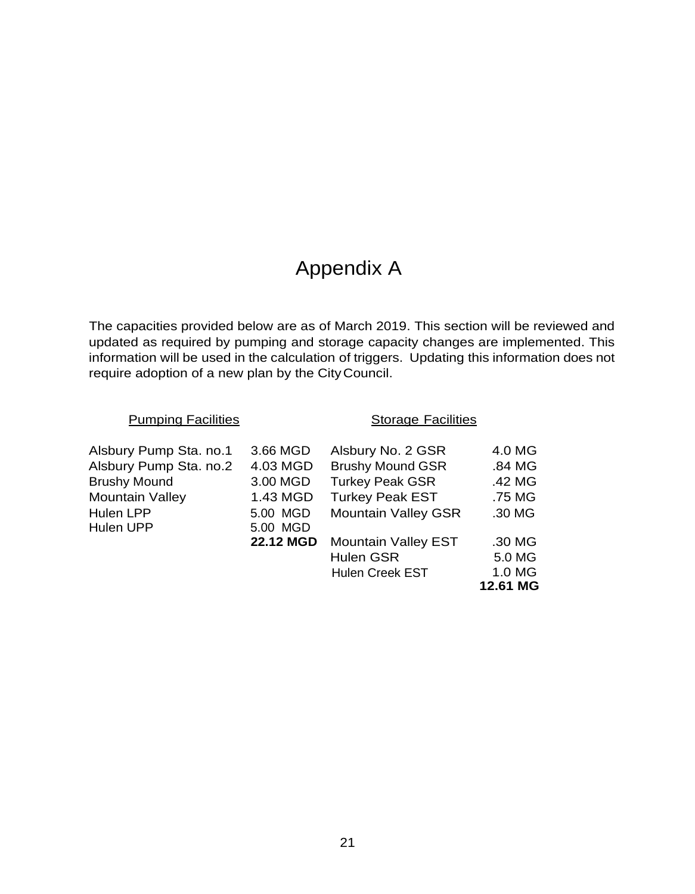# Appendix A

The capacities provided below are as of March 2019. This section will be reviewed and updated as required by pumping and storage capacity changes are implemented. This information will be used in the calculation of triggers. Updating this information does not require adoption of a new plan by the City Council.

| Pumping Facilities | | Storage Facilities | |
|---|---|---|---|
| Alsbury Pump Sta. no.1 | 3.66 MGD | Alsbury No. 2 GSR | 4.0 MG |
| Alsbury Pump Sta. no.2 | 4.03 MGD | Brushy Mound GSR | .84 MG |
| Brushy Mound | 3.00 MGD | Turkey Peak GSR | .42 MG |
| Mountain Valley | 1.43 MGD | Turkey Peak EST | .75 MG |
| Hulen LPP | 5.00 MGD | Mountain Valley GSR | .30 MG |
| Hulen UPP | 5.00 MGD | | |
| | **22.12 MGD** | Mountain Valley EST | .30 MG |
| | | Hulen GSR | 5.0 MG |
| | | Hulen Creek EST | 1.0 MG |
| | | | **12.61 MG** |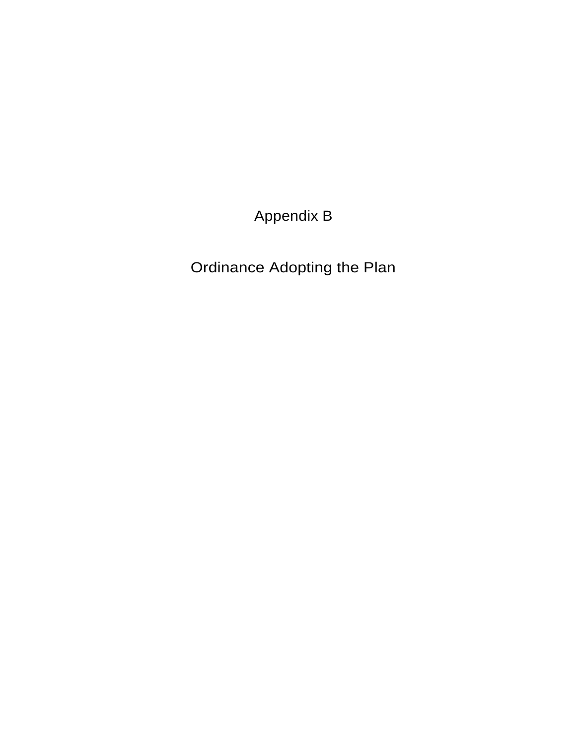# Appendix B

# Ordinance Adopting the Plan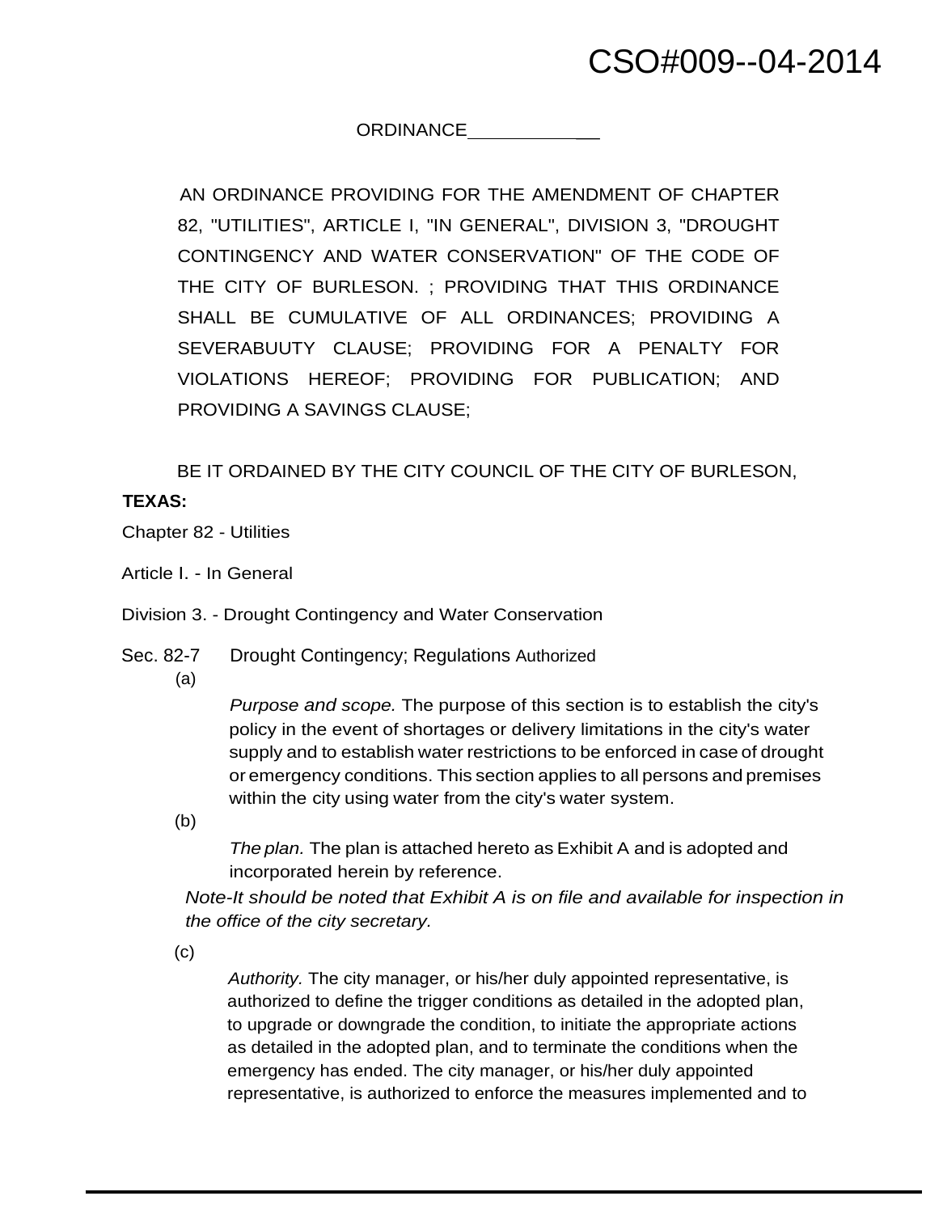CSO#009--04-2014

ORDINANCE___________

AN ORDINANCE PROVIDING FOR THE AMENDMENT OF CHAPTER 82, "UTILITIES", ARTICLE I, "IN GENERAL", DIVISION 3, "DROUGHT CONTINGENCY AND WATER CONSERVATION" OF THE CODE OF THE CITY OF BURLESON. ; PROVIDING THAT THIS ORDINANCE SHALL BE CUMULATIVE OF ALL ORDINANCES; PROVIDING A SEVERABUUTY CLAUSE; PROVIDING FOR A PENALTY FOR VIOLATIONS HEREOF; PROVIDING FOR PUBLICATION; AND PROVIDING A SAVINGS CLAUSE;

BE IT ORDAINED BY THE CITY COUNCIL OF THE CITY OF BURLESON, **TEXAS:**

Chapter 82 - Utilities

Article I. - In General

Division 3. - Drought Contingency and Water Conservation

Sec. 82-7 Drought Contingency; Regulations Authorized

(a)

*Purpose and scope.* The purpose of this section is to establish the city's policy in the event of shortages or delivery limitations in the city's water supply and to establish water restrictions to be enforced in case of drought or emergency conditions. This section applies to all persons and premises within the city using water from the city's water system.

(b)

*The plan.* The plan is attached hereto as Exhibit A and is adopted and incorporated herein by reference.

*Note-It should be noted that Exhibit A is on file and available for inspection in the office of the city secretary.*

(c)

*Authority.* The city manager, or his/her duly appointed representative, is authorized to define the trigger conditions as detailed in the adopted plan, to upgrade or downgrade the condition, to initiate the appropriate actions as detailed in the adopted plan, and to terminate the conditions when the emergency has ended. The city manager, or his/her duly appointed representative, is authorized to enforce the measures implemented and to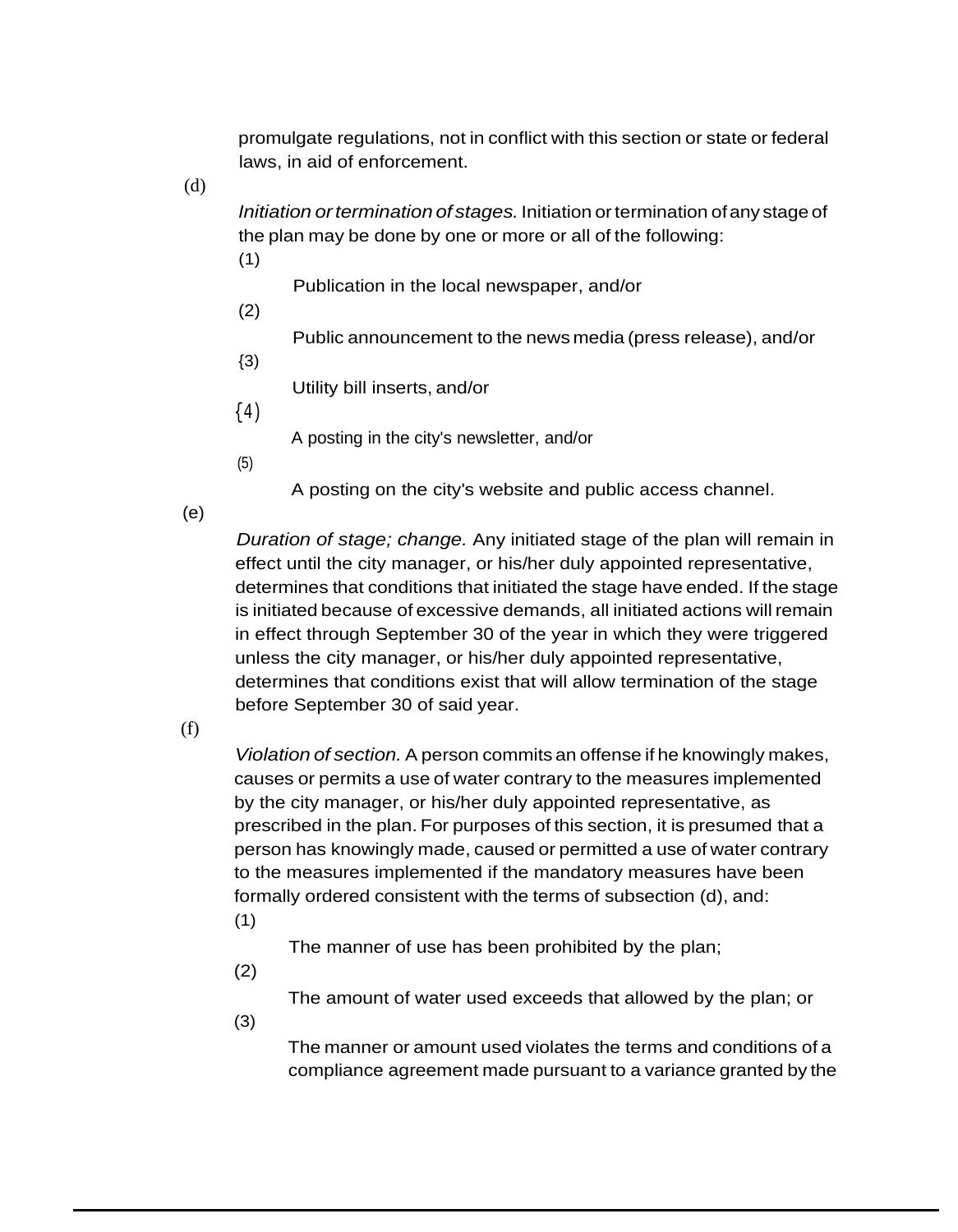promulgate regulations, not in conflict with this section or state or federal laws, in aid of enforcement.

(d) *Initiation or termination of stages.* Initiation or termination of any stage of the plan may be done by one or more or all of the following:

(1) Publication in the local newspaper, and/or

(2) Public announcement to the news media (press release), and/or

(3) Utility bill inserts, and/or

(4) A posting in the city's newsletter, and/or

(5) A posting on the city's website and public access channel.

(e) *Duration of stage; change.* Any initiated stage of the plan will remain in effect until the city manager, or his/her duly appointed representative, determines that conditions that initiated the stage have ended. If the stage is initiated because of excessive demands, all initiated actions will remain in effect through September 30 of the year in which they were triggered unless the city manager, or his/her duly appointed representative, determines that conditions exist that will allow termination of the stage before September 30 of said year.

(f) *Violation of section.* A person commits an offense if he knowingly makes, causes or permits a use of water contrary to the measures implemented by the city manager, or his/her duly appointed representative, as prescribed in the plan. For purposes of this section, it is presumed that a person has knowingly made, caused or permitted a use of water contrary to the measures implemented if the mandatory measures have been formally ordered consistent with the terms of subsection (d), and:

(1) The manner of use has been prohibited by the plan;

(2) The amount of water used exceeds that allowed by the plan; or

(3) The manner or amount used violates the terms and conditions of a compliance agreement made pursuant to a variance granted by the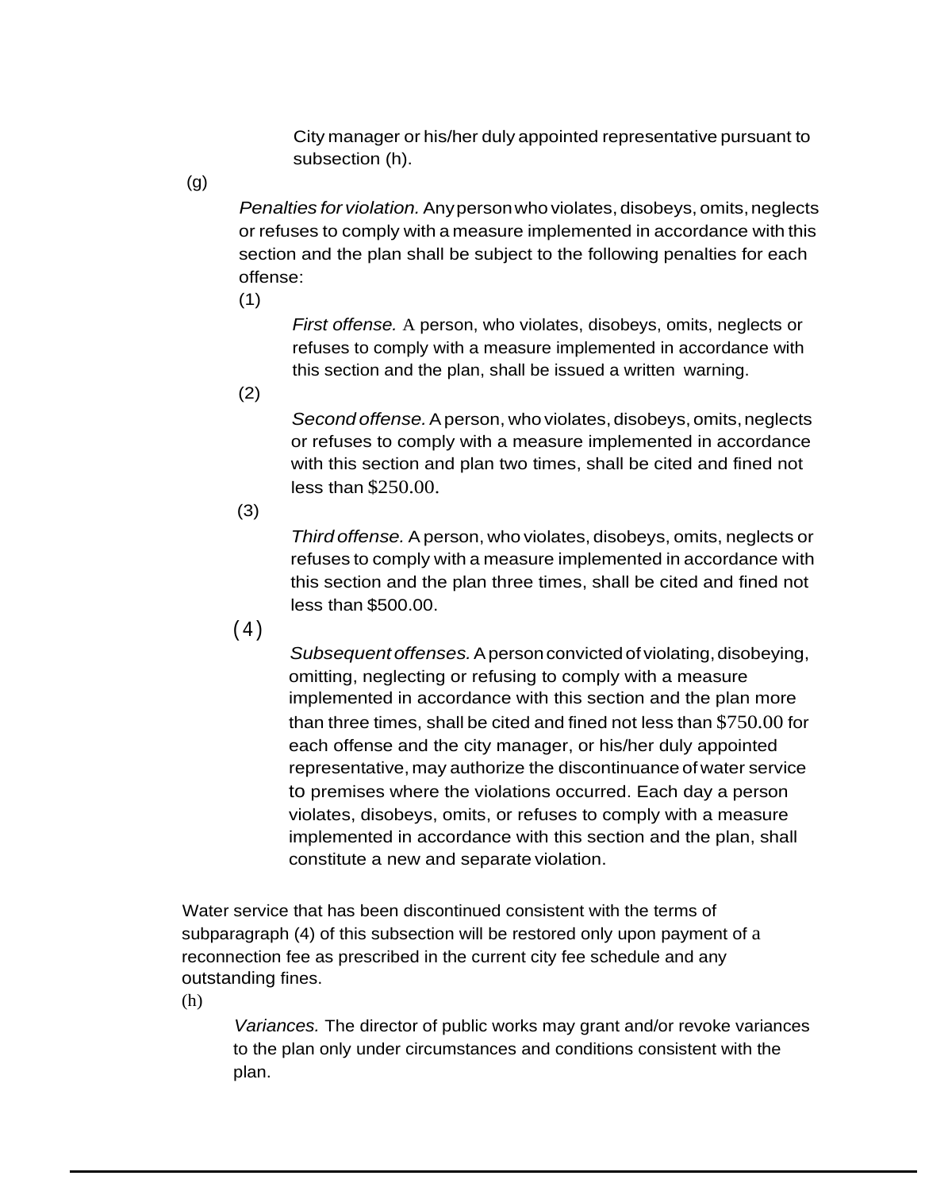City manager or his/her duly appointed representative pursuant to subsection (h).

(g)

*Penalties for violation.* Any person who violates, disobeys, omits, neglects or refuses to comply with a measure implemented in accordance with this section and the plan shall be subject to the following penalties for each offense:

(1)

*First offense.* A person, who violates, disobeys, omits, neglects or refuses to comply with a measure implemented in accordance with this section and the plan, shall be issued a written warning.

(2)

*Second offense.* A person, who violates, disobeys, omits, neglects or refuses to comply with a measure implemented in accordance with this section and plan two times, shall be cited and fined not less than $250.00.

(3)

*Third offense.* A person, who violates, disobeys, omits, neglects or refuses to comply with a measure implemented in accordance with this section and the plan three times, shall be cited and fined not less than $500.00.

(4)

*Subsequent offenses.* A person convicted of violating, disobeying, omitting, neglecting or refusing to comply with a measure implemented in accordance with this section and the plan more than three times, shall be cited and fined not less than $750.00 for each offense and the city manager, or his/her duly appointed representative, may authorize the discontinuance of water service to premises where the violations occurred. Each day a person violates, disobeys, omits, or refuses to comply with a measure implemented in accordance with this section and the plan, shall constitute a new and separate violation.

Water service that has been discontinued consistent with the terms of subparagraph (4) of this subsection will be restored only upon payment of a reconnection fee as prescribed in the current city fee schedule and any outstanding fines.

(h)

*Variances.* The director of public works may grant and/or revoke variances to the plan only under circumstances and conditions consistent with the plan.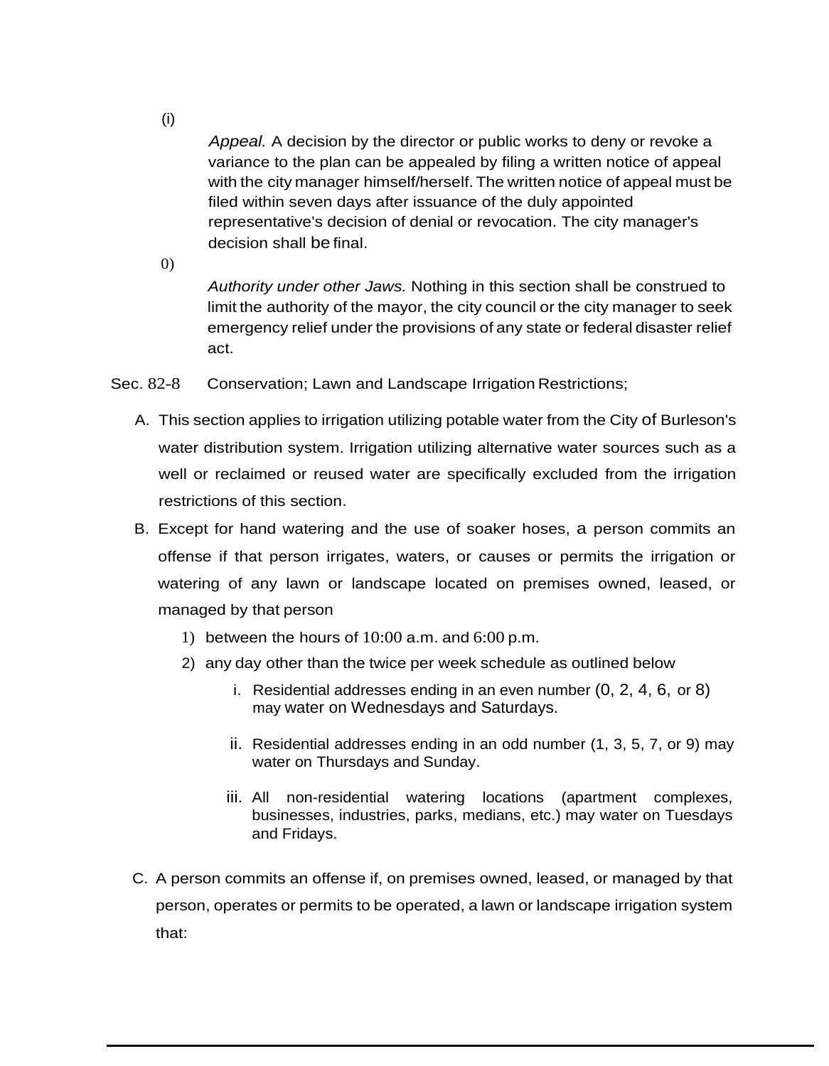(i)

*Appeal.* A decision by the director or public works to deny or revoke a variance to the plan can be appealed by filing a written notice of appeal with the city manager himself/herself. The written notice of appeal must be filed within seven days after issuance of the duly appointed representative's decision of denial or revocation. The city manager's decision shall be final.

0)

*Authority under other Jaws.* Nothing in this section shall be construed to limit the authority of the mayor, the city council or the city manager to seek emergency relief under the provisions of any state or federal disaster relief act.

Sec. 82-8 Conservation; Lawn and Landscape Irrigation Restrictions;

A. This section applies to irrigation utilizing potable water from the City of Burleson's water distribution system. Irrigation utilizing alternative water sources such as a well or reclaimed or reused water are specifically excluded from the irrigation restrictions of this section.

B. Except for hand watering and the use of soaker hoses, a person commits an offense if that person irrigates, waters, or causes or permits the irrigation or watering of any lawn or landscape located on premises owned, leased, or managed by that person

1) between the hours of 10:00 a.m. and 6:00 p.m.
2) any day other than the twice per week schedule as outlined below
   - i. Residential addresses ending in an even number (0, 2, 4, 6, or 8) may water on Wednesdays and Saturdays.
   - ii. Residential addresses ending in an odd number (1, 3, 5, 7, or 9) may water on Thursdays and Sunday.
   - iii. All non-residential watering locations (apartment complexes, businesses, industries, parks, medians, etc.) may water on Tuesdays and Fridays.

C. A person commits an offense if, on premises owned, leased, or managed by that person, operates or permits to be operated, a lawn or landscape irrigation system that: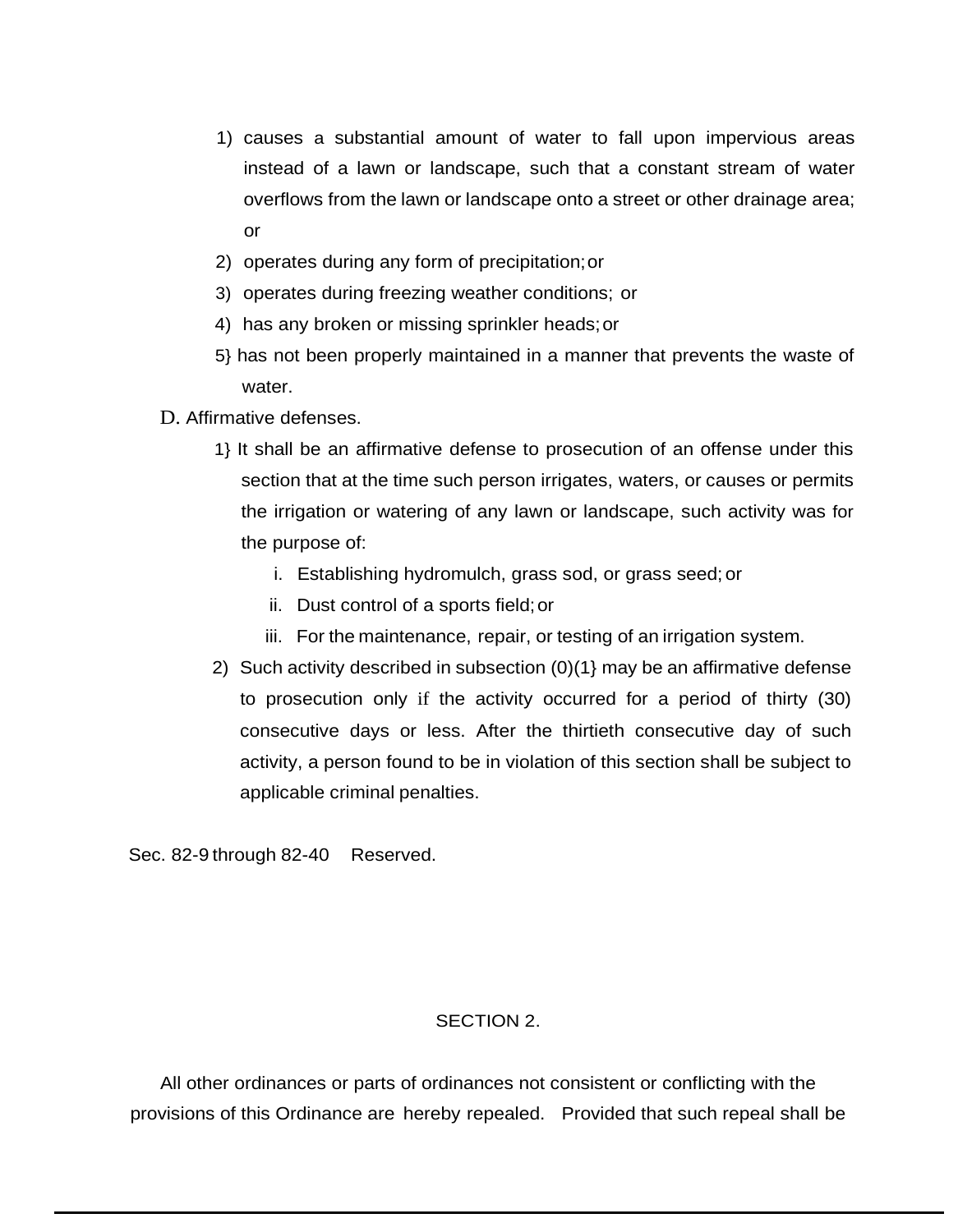1) causes a substantial amount of water to fall upon impervious areas instead of a lawn or landscape, such that a constant stream of water overflows from the lawn or landscape onto a street or other drainage area; or
2) operates during any form of precipitation; or
3) operates during freezing weather conditions; or
4) has any broken or missing sprinkler heads; or
5} has not been properly maintained in a manner that prevents the waste of water.

D. Affirmative defenses.

1} It shall be an affirmative defense to prosecution of an offense under this section that at the time such person irrigates, waters, or causes or permits the irrigation or watering of any lawn or landscape, such activity was for the purpose of:

i. Establishing hydromulch, grass sod, or grass seed; or
ii. Dust control of a sports field; or
iii. For the maintenance, repair, or testing of an irrigation system.

2) Such activity described in subsection (0)(1} may be an affirmative defense to prosecution only if the activity occurred for a period of thirty (30) consecutive days or less. After the thirtieth consecutive day of such activity, a person found to be in violation of this section shall be subject to applicable criminal penalties.

Sec. 82-9 through 82-40 Reserved.

SECTION 2.

All other ordinances or parts of ordinances not consistent or conflicting with the provisions of this Ordinance are hereby repealed. Provided that such repeal shall be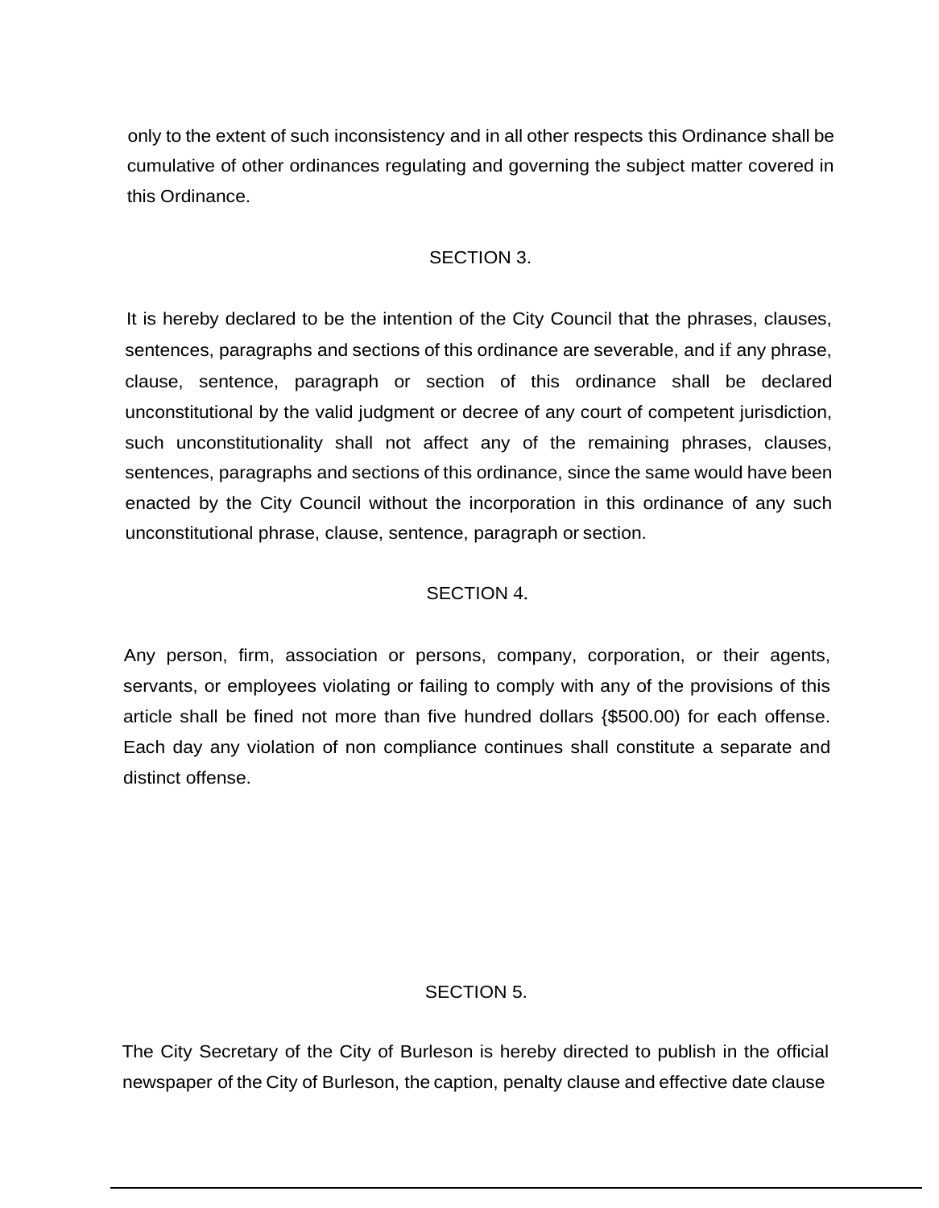only to the extent of such inconsistency and in all other respects this Ordinance shall be cumulative of other ordinances regulating and governing the subject matter covered in this Ordinance.

SECTION 3.

It is hereby declared to be the intention of the City Council that the phrases, clauses, sentences, paragraphs and sections of this ordinance are severable, and if any phrase, clause, sentence, paragraph or section of this ordinance shall be declared unconstitutional by the valid judgment or decree of any court of competent jurisdiction, such unconstitutionality shall not affect any of the remaining phrases, clauses, sentences, paragraphs and sections of this ordinance, since the same would have been enacted by the City Council without the incorporation in this ordinance of any such unconstitutional phrase, clause, sentence, paragraph or section.

SECTION 4.

Any person, firm, association or persons, company, corporation, or their agents, servants, or employees violating or failing to comply with any of the provisions of this article shall be fined not more than five hundred dollars {$500.00) for each offense. Each day any violation of non compliance continues shall constitute a separate and distinct offense.

SECTION 5.

The City Secretary of the City of Burleson is hereby directed to publish in the official newspaper of the City of Burleson, the caption, penalty clause and effective date clause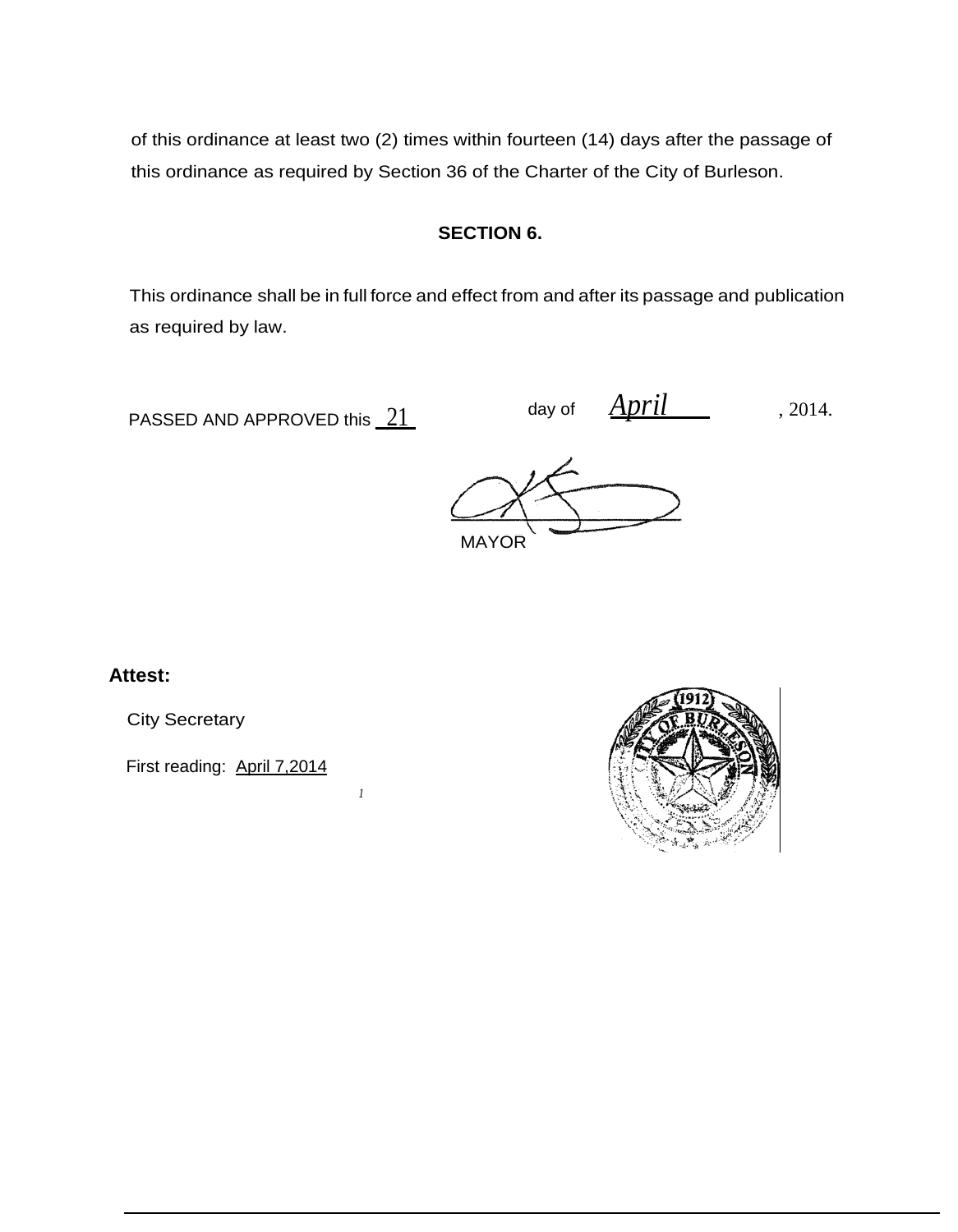of this ordinance at least two (2) times within fourteen (14) days after the passage of this ordinance as required by Section 36 of the Charter of the City of Burleson.

**SECTION 6.**

This ordinance shall be in full force and effect from and after its passage and publication as required by law.

PASSED AND APPROVED this 21 day of *April*, 2014.

MAYOR

**Attest:**

City Secretary

First reading: April 7,2014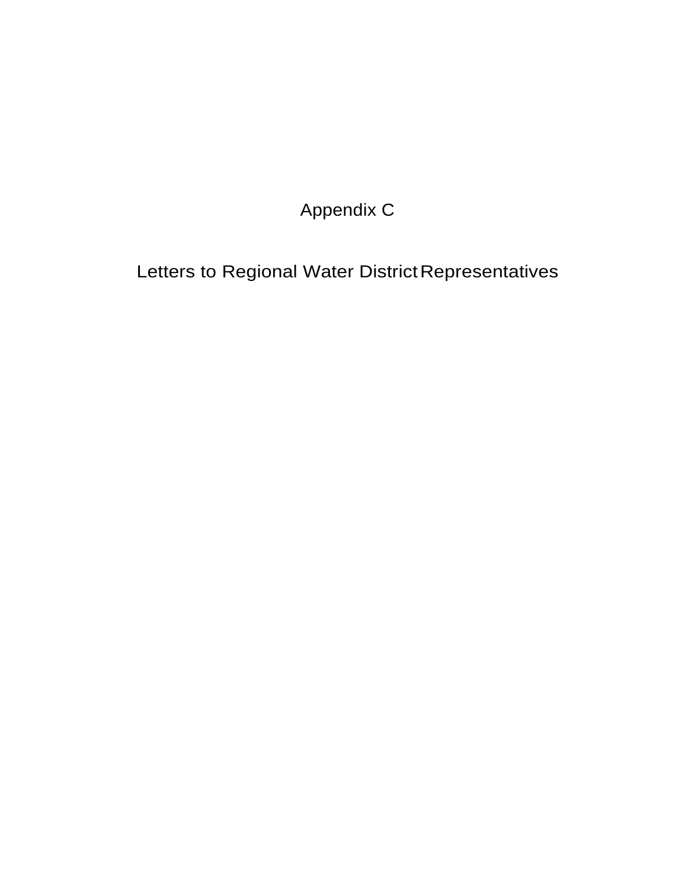# Appendix C

# Letters to Regional Water District Representatives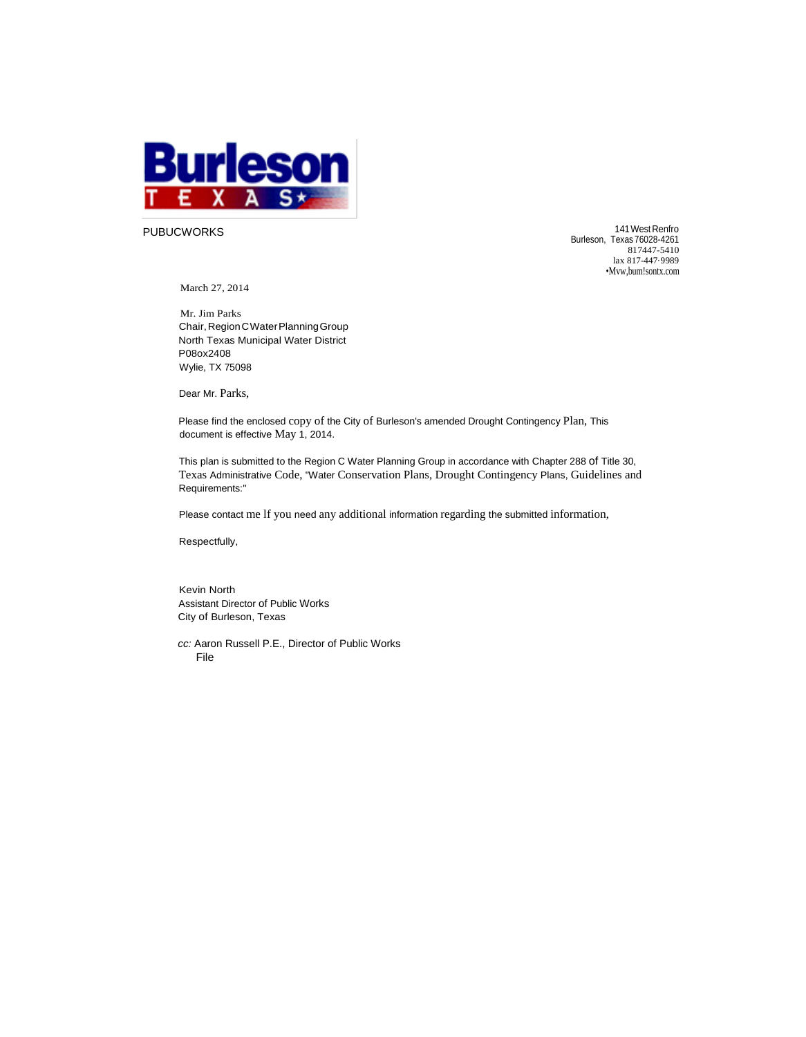**Burleson**
**T E X A S**

PUBUCWORKS

141 West Renfro
Burleson, Texas 76028-4261
817447-5410
lax 817-447-9989
•Mvw,bum!sontx.com

March 27, 2014

Mr. Jim Parks
Chair, Region C Water Planning Group
North Texas Municipal Water District
P08ox2408
Wylie, TX 75098

Dear Mr. Parks,

Please find the enclosed copy of the City of Burleson's amended Drought Contingency Plan, This document is effective May 1, 2014.

This plan is submitted to the Region C Water Planning Group in accordance with Chapter 288 of Title 30, Texas Administrative Code, "Water Conservation Plans, Drought Contingency Plans, Guidelines and Requirements:"

Please contact me lf you need any additional information regarding the submitted information,

Respectfully,

Kevin North
Assistant Director of Public Works
City of Burleson, Texas

*cc:* Aaron Russell P.E., Director of Public Works
File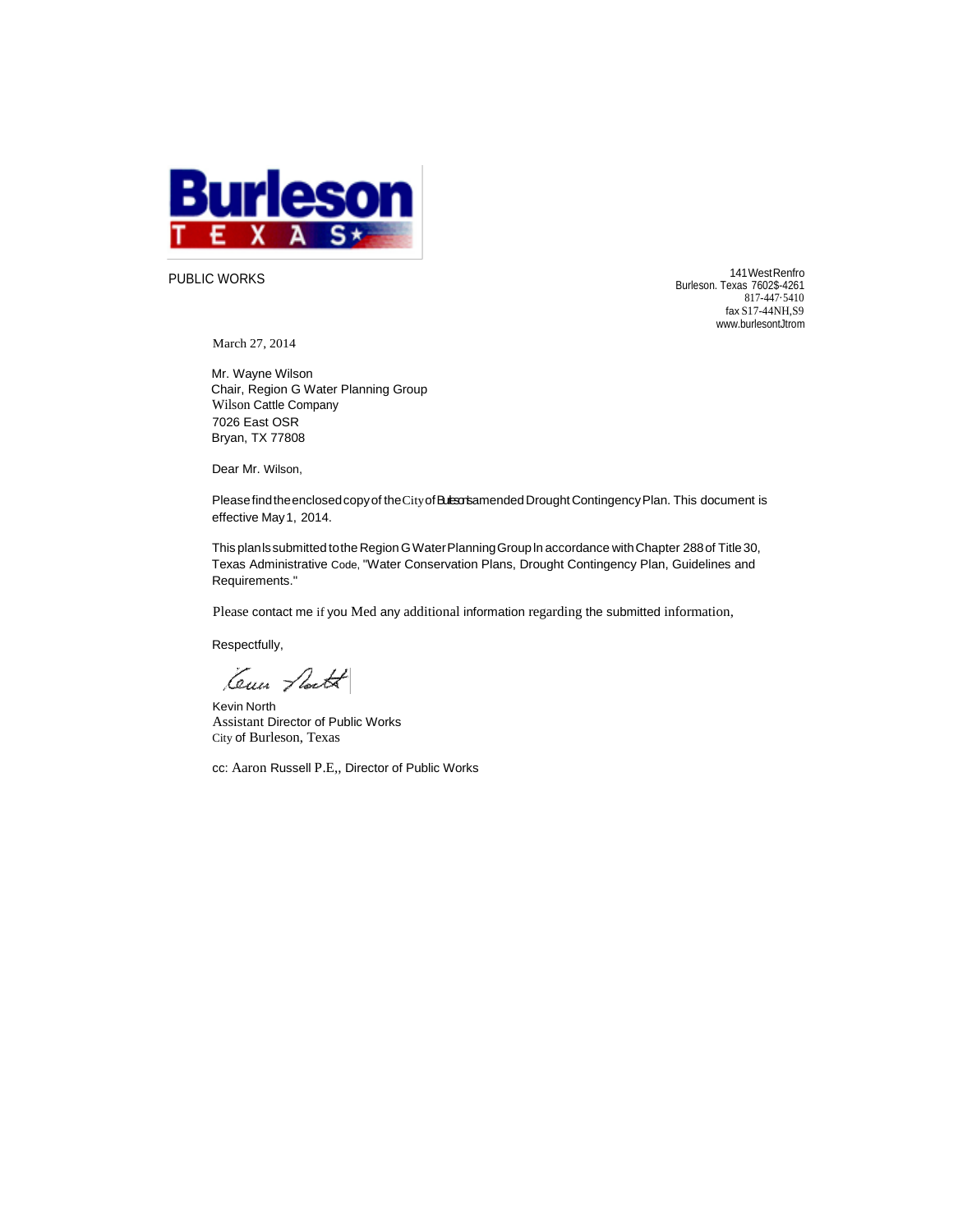**Burleson**
**TEXAS**

PUBLIC WORKS

141 West Renfro
Burleson. Texas 7602$-4261
817-447·5410
fax S17-44NH,S9
www.burlesontJtrom

March 27, 2014

Mr. Wayne Wilson
Chair, Region G Water Planning Group
Wilson Cattle Company
7026 East OSR
Bryan, TX 77808

Dear Mr. Wilson,

Please find the enclosed copy of the City of Burleson's amended Drought Contingency Plan. This document is effective May 1, 2014.

This plan Is submitted to the Region G Water Planning Group In accordance with Chapter 288 of Title 30, Texas Administrative Code, "Water Conservation Plans, Drought Contingency Plan, Guidelines and Requirements."

Please contact me if you Med any additional information regarding the submitted information,

Respectfully,

Kevin North
Assistant Director of Public Works
City of Burleson, Texas

cc: Aaron Russell P.E,, Director of Public Works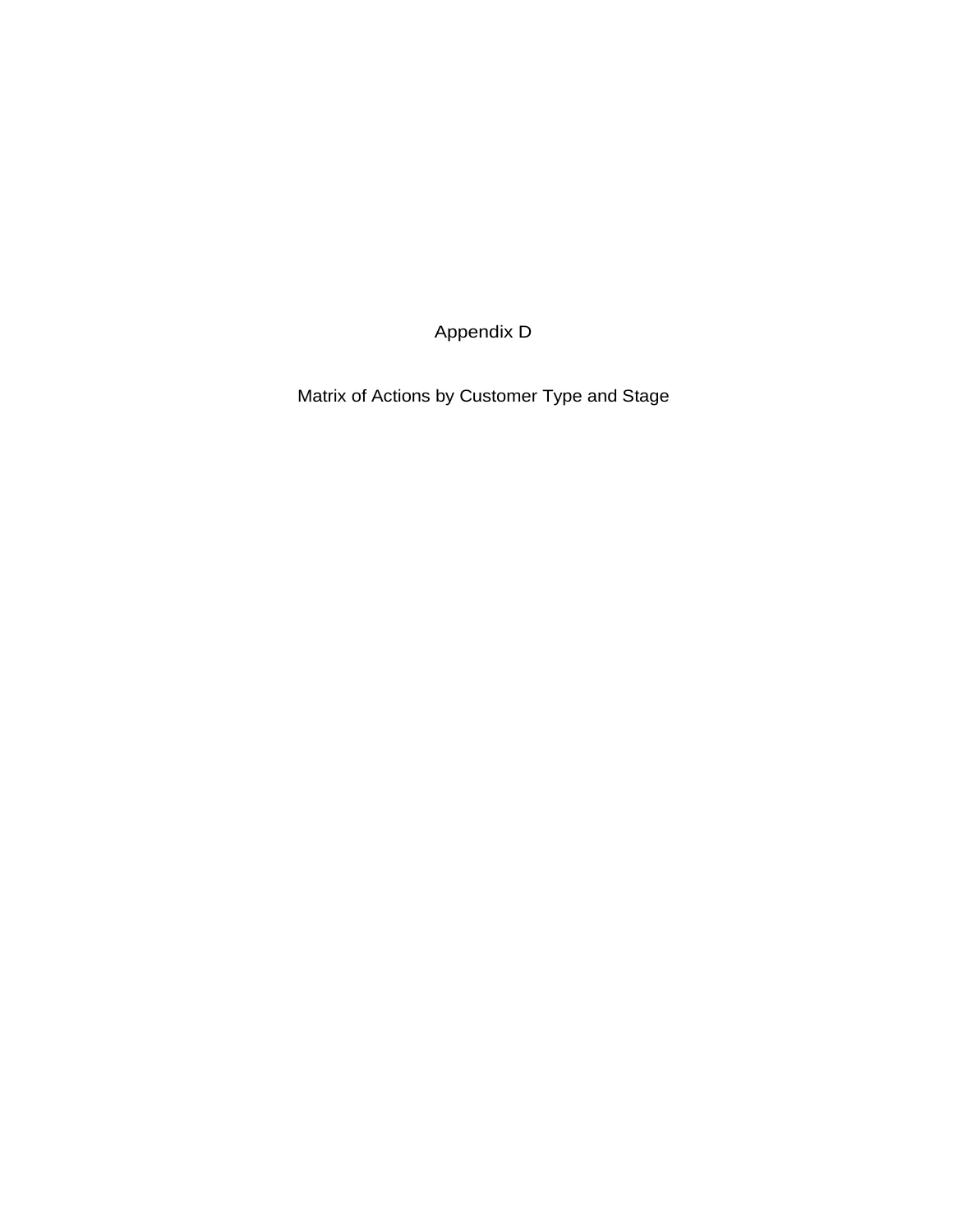# Appendix D

## Matrix of Actions by Customer Type and Stage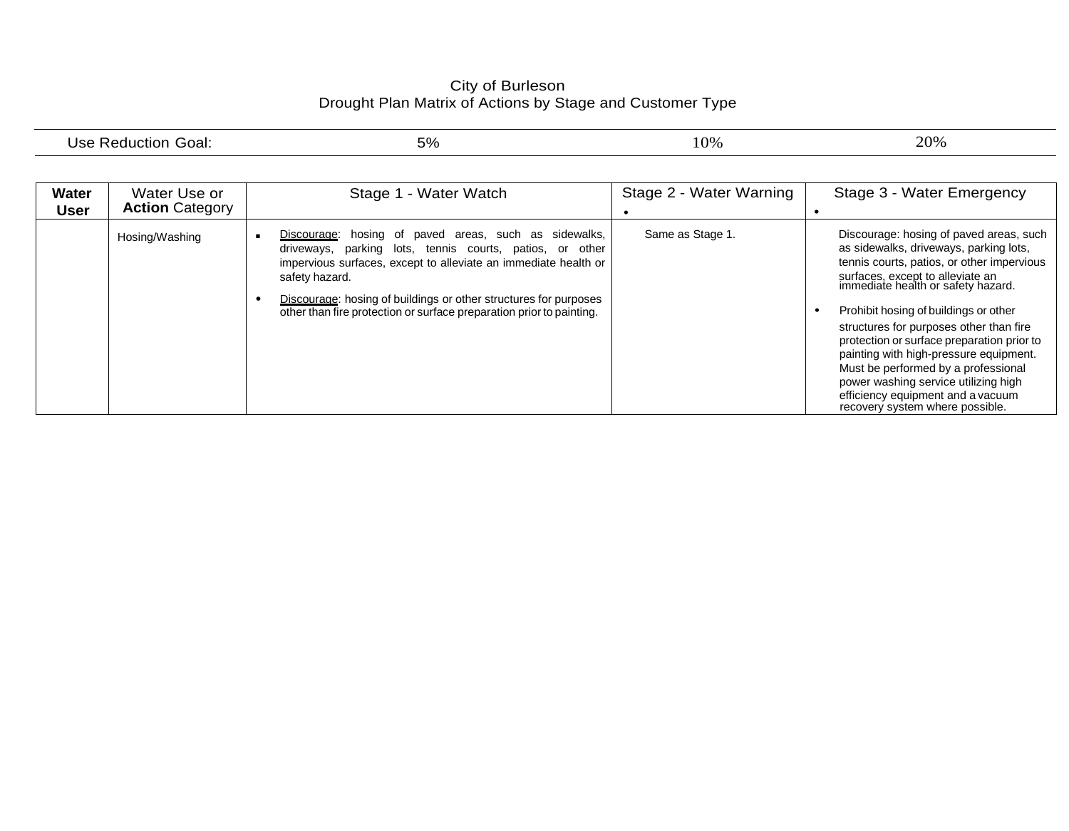City of Burleson
Drought Plan Matrix of Actions by Stage and Customer Type

| Use Reduction Goal: | 5% | 10% | 20% |
|---|---|---|---|

| Water User | Water Use or **Action** Category | Stage 1 - Water Watch | Stage 2 - Water Warning | Stage 3 - Water Emergency |
|---|---|---|---|---|
| | Hosing/Washing | ▪ Discourage: hosing of paved areas, such as sidewalks, driveways, parking lots, tennis courts, patios, or other impervious surfaces, except to alleviate an immediate health or safety hazard.<br>• Discourage: hosing of buildings or other structures for purposes other than fire protection or surface preparation prior to painting. | Same as Stage 1. | Discourage: hosing of paved areas, such as sidewalks, driveways, parking lots, tennis courts, patios, or other impervious surfaces, except to alleviate an immediate health or safety hazard.<br>• Prohibit hosing of buildings or other structures for purposes other than fire protection or surface preparation prior to painting with high-pressure equipment. Must be performed by a professional power washing service utilizing high efficiency equipment and a vacuum recovery system where possible. |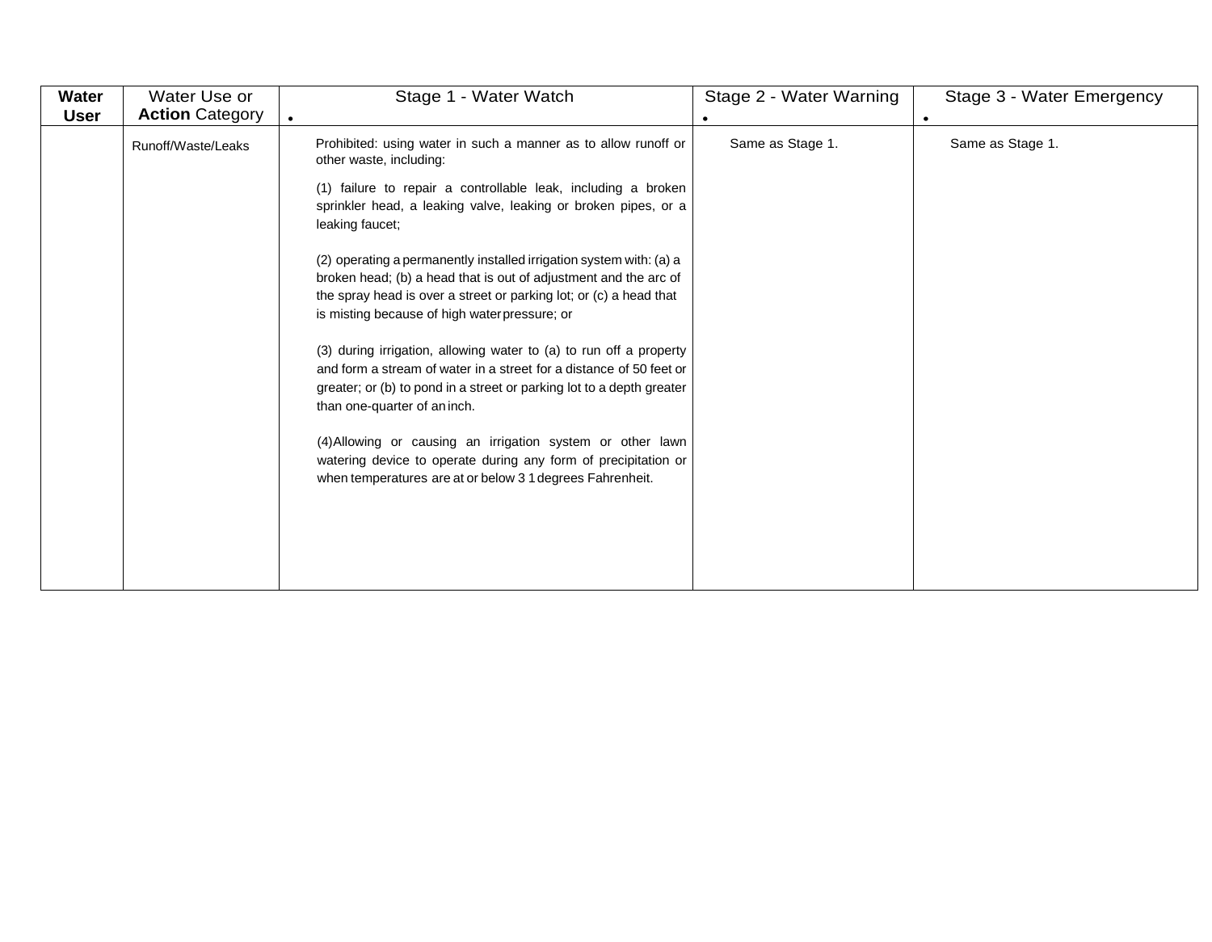| Water User | Water Use or **Action** Category | Stage 1 - Water Watch | Stage 2 - Water Warning | Stage 3 - Water Emergency |
|---|---|---|---|---|
| | Runoff/Waste/Leaks | Prohibited: using water in such a manner as to allow runoff or other waste, including:<br><br>(1) failure to repair a controllable leak, including a broken sprinkler head, a leaking valve, leaking or broken pipes, or a leaking faucet;<br><br>(2) operating a permanently installed irrigation system with: (a) a broken head; (b) a head that is out of adjustment and the arc of the spray head is over a street or parking lot; or (c) a head that is misting because of high water pressure; or<br><br>(3) during irrigation, allowing water to (a) to run off a property and form a stream of water in a street for a distance of 50 feet or greater; or (b) to pond in a street or parking lot to a depth greater than one-quarter of an inch.<br><br>(4)Allowing or causing an irrigation system or other lawn watering device to operate during any form of precipitation or when temperatures are at or below 3 1 degrees Fahrenheit. | Same as Stage 1. | Same as Stage 1. |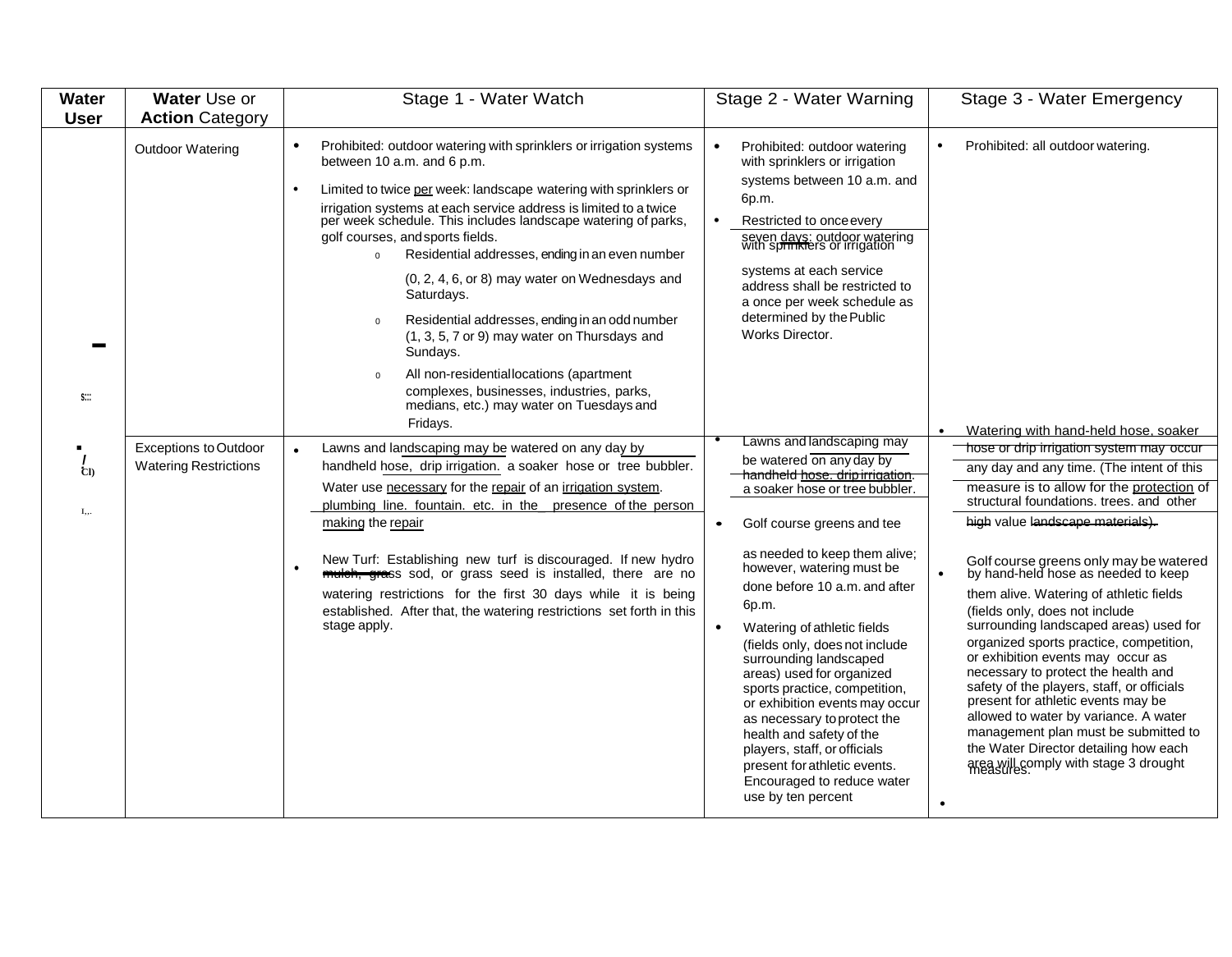| Water User | Water Use or Action Category | Stage 1 - Water Watch | Stage 2 - Water Warning | Stage 3 - Water Emergency |
|---|---|---|---|---|
| | Outdoor Watering | • Prohibited: outdoor watering with sprinklers or irrigation systems between 10 a.m. and 6 p.m.<br>• Limited to twice per week: landscape watering with sprinklers or irrigation systems at each service address is limited to a twice per week schedule. This includes landscape watering of parks, golf courses, and sports fields.<br>o Residential addresses, ending in an even number (0, 2, 4, 6, or 8) may water on Wednesdays and Saturdays.<br>o Residential addresses, ending in an odd number (1, 3, 5, 7 or 9) may water on Thursdays and Sundays.<br>o All non-residential locations (apartment complexes, businesses, industries, parks, medians, etc.) may water on Tuesdays and Fridays. | • Prohibited: outdoor watering with sprinklers or irrigation systems between 10 a.m. and 6p.m.<br>• Restricted to once every seven days: outdoor watering with sprinklers or irrigation systems at each service address shall be restricted to a once per week schedule as determined by the Public Works Director. | • Prohibited: all outdoor watering. |
| | Exceptions to Outdoor Watering Restrictions | • Lawns and landscaping may be watered on any day by handheld hose, drip irrigation. a soaker hose or tree bubbler. Water use necessary for the repair of an irrigation system. plumbing line. fountain. etc. in the presence of the person making the repair<br>• New Turf: Establishing new turf is discouraged. If new hydro mulch, grass sod, or grass seed is installed, there are no watering restrictions for the first 30 days while it is being established. After that, the watering restrictions set forth in this stage apply. | • Lawns and landscaping may be watered on any day by handheld hose, drip irrigation. a soaker hose or tree bubbler.<br>• Golf course greens and tee as needed to keep them alive; however, watering must be done before 10 a.m. and after 6p.m.<br>• Watering of athletic fields (fields only, does not include surrounding landscaped areas) used for organized sports practice, competition, or exhibition events may occur as necessary to protect the health and safety of the players, staff, or officials present for athletic events. Encouraged to reduce water use by ten percent | • Watering with hand-held hose, soaker hose or drip irrigation system may occur any day and any time. (The intent of this measure is to allow for the protection of structural foundations. trees. and other high value landscape materials).<br>• Golf course greens only may be watered by hand-held hose as needed to keep them alive. Watering of athletic fields (fields only, does not include surrounding landscaped areas) used for organized sports practice, competition, or exhibition events may occur as necessary to protect the health and safety of the players, staff, or officials present for athletic events may be allowed to water by variance. A water management plan must be submitted to the Water Director detailing how each area will comply with stage 3 drought measures.<br>• |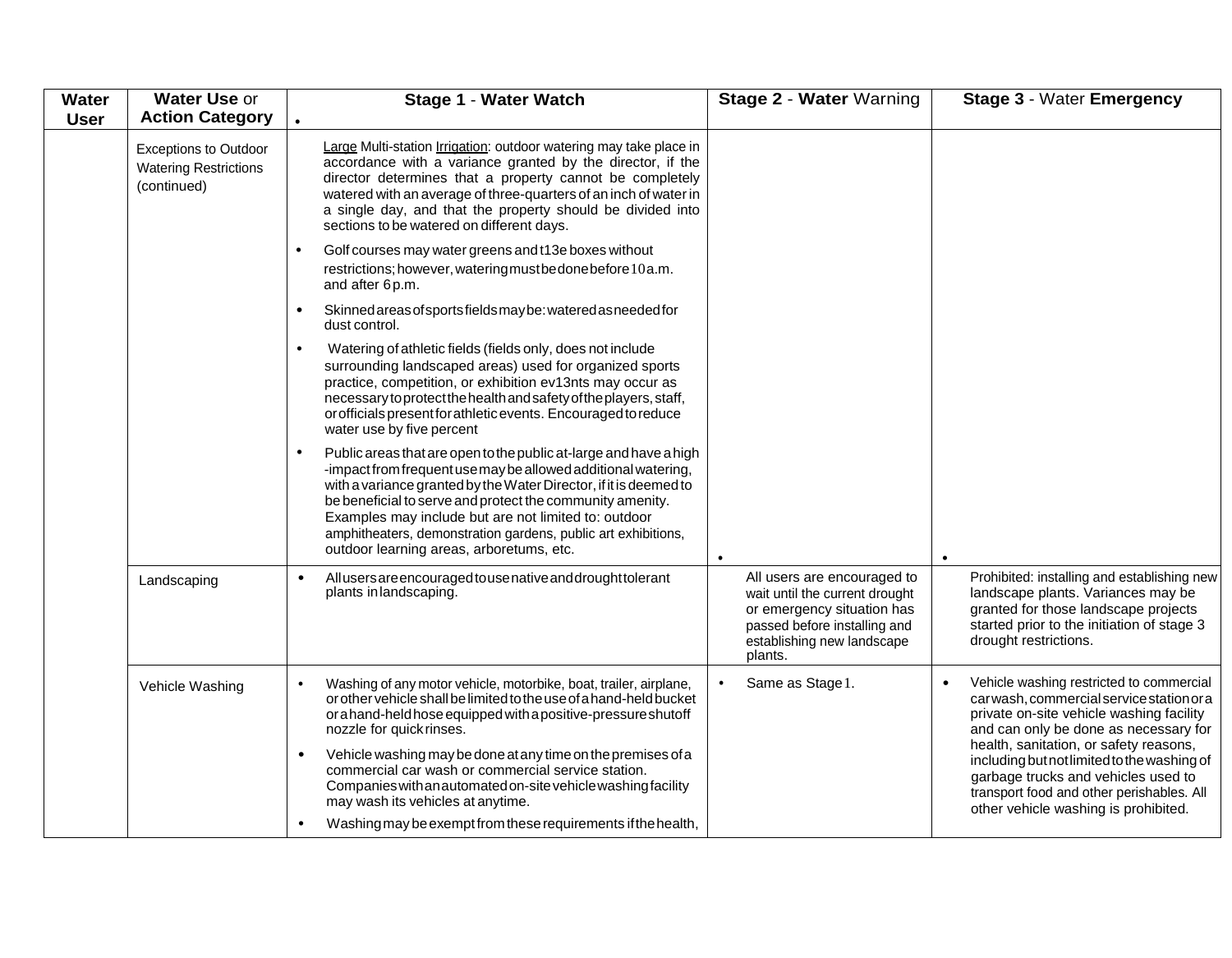| Water User | Water Use or Action Category | Stage 1 - Water Watch | Stage 2 - Water Warning | Stage 3 - Water Emergency |
|---|---|---|---|---|
| | Exceptions to Outdoor Watering Restrictions (continued) | Large Multi-station Irrigation: outdoor watering may take place in accordance with a variance granted by the director, if the director determines that a property cannot be completely watered with an average of three-quarters of an inch of water in a single day, and that the property should be divided into sections to be watered on different days.<br>• Golf courses may water greens and t13e boxes without restrictions; however, watering must be done before 10 a.m. and after 6 p.m.<br>• Skinned areas of sports fields may be: watered as needed for dust control.<br>• Watering of athletic fields (fields only, does not include surrounding landscaped areas) used for organized sports practice, competition, or exhibition ev13nts may occur as necessary to protect the health and safety of the players, staff, or officials present for athletic events. Encouraged to reduce water use by five percent<br>• Public areas that are open to the public at-large and have a high -impact from frequent use may be allowed additional watering, with a variance granted by the Water Director, if it is deemed to be beneficial to serve and protect the community amenity. Examples may include but are not limited to: outdoor amphitheaters, demonstration gardens, public art exhibitions, outdoor learning areas, arboretums, etc. | | |
| | Landscaping | • All users are encouraged to use native and drought tolerant plants in landscaping. | All users are encouraged to wait until the current drought or emergency situation has passed before installing and establishing new landscape plants. | Prohibited: installing and establishing new landscape plants. Variances may be granted for those landscape projects started prior to the initiation of stage 3 drought restrictions. |
| | Vehicle Washing | • Washing of any motor vehicle, motorbike, boat, trailer, airplane, or other vehicle shall be limited to the use of a hand-held bucket or a hand-held hose equipped with a positive-pressure shutoff nozzle for quick rinses.<br>• Vehicle washing may be done at any time on the premises of a commercial car wash or commercial service station. Companies with an automated on-site vehicle washing facility may wash its vehicles at anytime.<br>• Washing may be exempt from these requirements if the health, | • Same as Stage 1. | • Vehicle washing restricted to commercial car wash, commercial service station or a private on-site vehicle washing facility and can only be done as necessary for health, sanitation, or safety reasons, including but not limited to the washing of garbage trucks and vehicles used to transport food and other perishables. All other vehicle washing is prohibited. |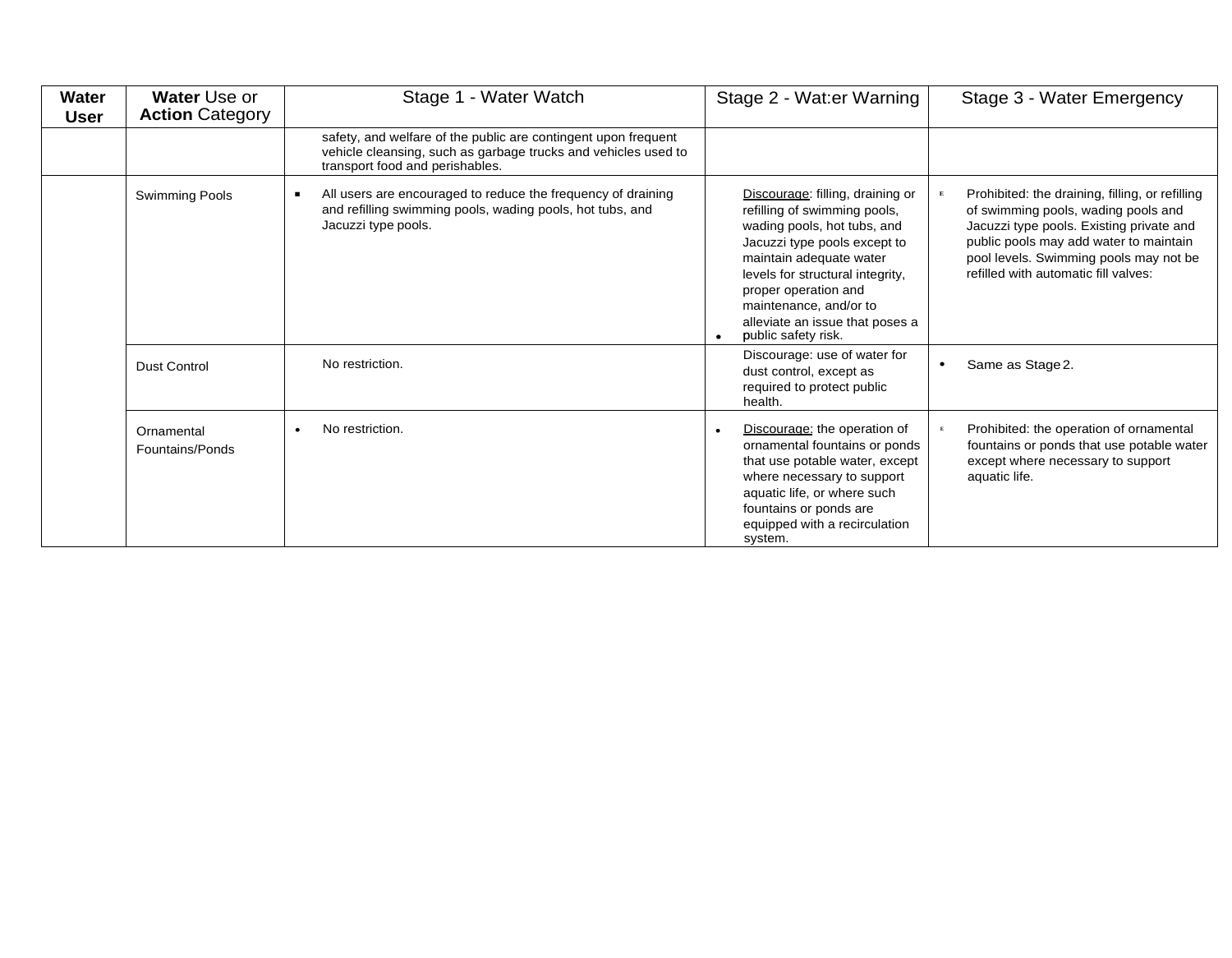| Water User | Water Use or Action Category | Stage 1 - Water Watch | Stage 2 - Wat:er Warning | Stage 3 - Water Emergency |
|---|---|---|---|---|
| | | safety, and welfare of the public are contingent upon frequent vehicle cleansing, such as garbage trucks and vehicles used to transport food and perishables. | | |
| | Swimming Pools | ▪ All users are encouraged to reduce the frequency of draining and refilling swimming pools, wading pools, hot tubs, and Jacuzzi type pools. | • Discourage: filling, draining or refilling of swimming pools, wading pools, hot tubs, and Jacuzzi type pools except to maintain adequate water levels for structural integrity, proper operation and maintenance, and/or to alleviate an issue that poses a public safety risk. | Prohibited: the draining, filling, or refilling of swimming pools, wading pools and Jacuzzi type pools. Existing private and public pools may add water to maintain pool levels. Swimming pools may not be refilled with automatic fill valves: |
| | Dust Control | No restriction. | Discourage: use of water for dust control, except as required to protect public health. | • Same as Stage 2. |
| | Ornamental Fountains/Ponds | • No restriction. | • Discourage: the operation of ornamental fountains or ponds that use potable water, except where necessary to support aquatic life, or where such fountains or ponds are equipped with a recirculation system. | Prohibited: the operation of ornamental fountains or ponds that use potable water except where necessary to support aquatic life. |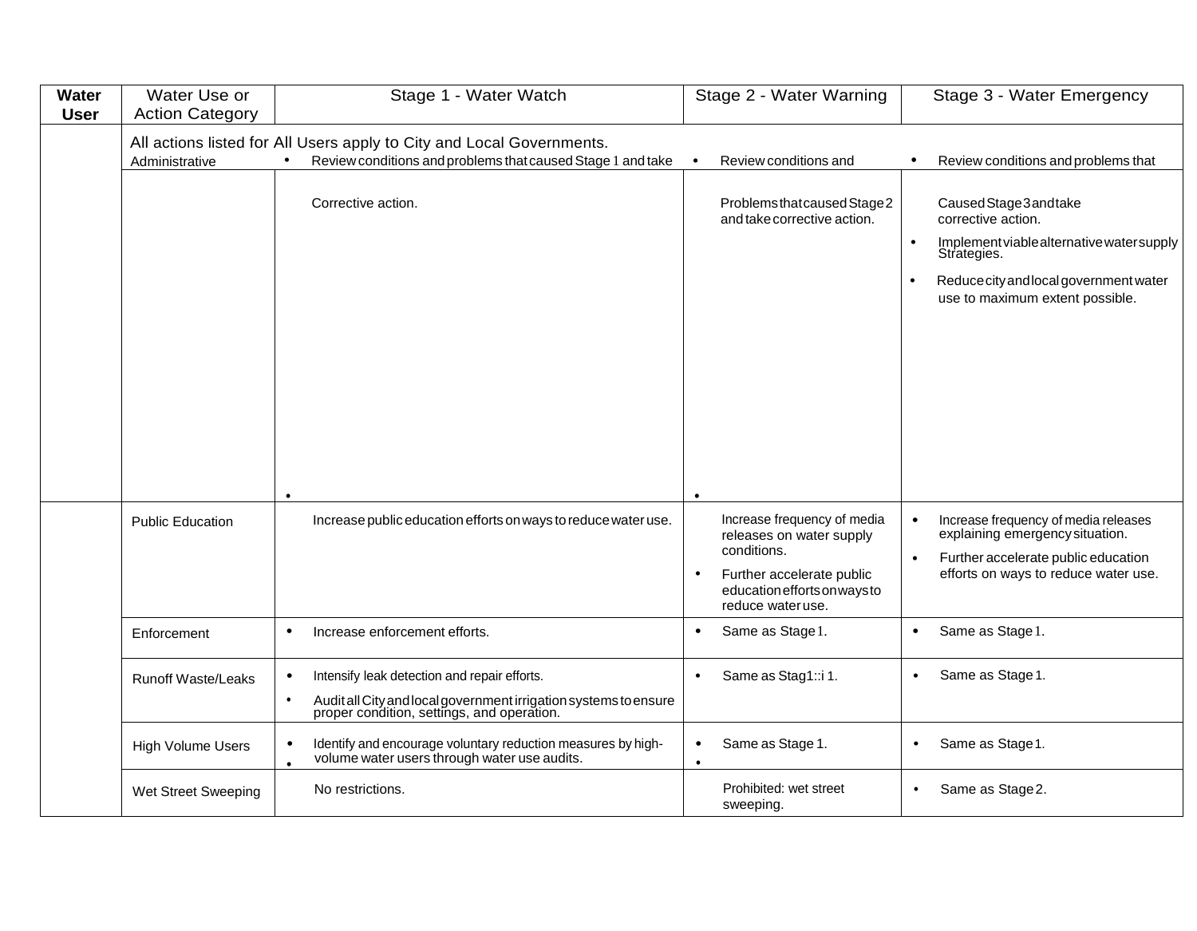| Water User | Water Use or Action Category | Stage 1 - Water Watch | Stage 2 - Water Warning | Stage 3 - Water Emergency |
|---|---|---|---|---|
| | All actions listed for All Users apply to City and Local Governments. | | | |
| | Administrative | • Review conditions and problems that caused Stage 1 and take Corrective action. | • Review conditions and Problems that caused Stage 2 and take corrective action. | • Review conditions and problems that Caused Stage 3 and take corrective action.<br>• Implement viable alternative water supply Strategies.<br>• Reduce city and local government water use to maximum extent possible. |
| | Public Education | Increase public education efforts on ways to reduce water use. | Increase frequency of media releases on water supply conditions.<br>• Further accelerate public education efforts on ways to reduce water use. | • Increase frequency of media releases explaining emergency situation.<br>• Further accelerate public education efforts on ways to reduce water use. |
| | Enforcement | • Increase enforcement efforts. | • Same as Stage 1. | • Same as Stage 1. |
| | Runoff Waste/Leaks | • Intensify leak detection and repair efforts.<br>• Audit all City and local government irrigation systems to ensure proper condition, settings, and operation. | • Same as Stag1::i 1. | • Same as Stage 1. |
| | High Volume Users | • Identify and encourage voluntary reduction measures by high-volume water users through water use audits. | • Same as Stage 1. | • Same as Stage 1. |
| | Wet Street Sweeping | No restrictions. | Prohibited: wet street sweeping. | • Same as Stage 2. |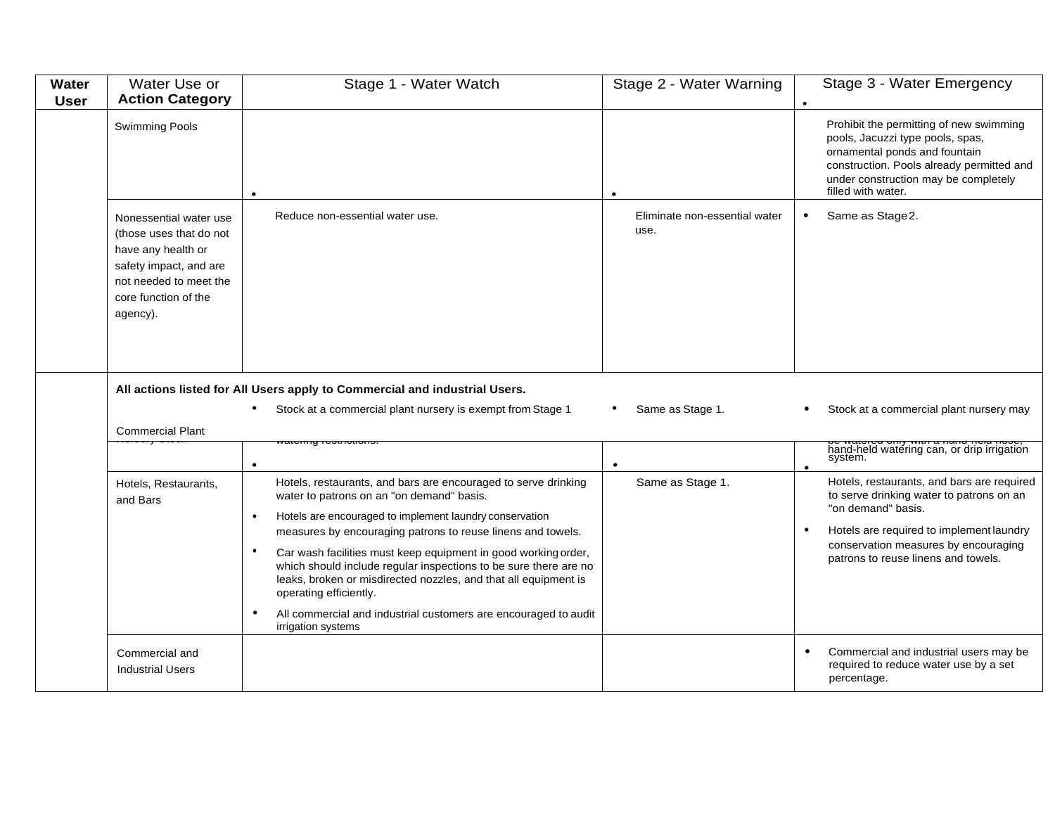| Water User | Water Use or Action Category | Stage 1 - Water Watch | Stage 2 - Water Warning | Stage 3 - Water Emergency |
|---|---|---|---|---|
| | Swimming Pools | | | Prohibit the permitting of new swimming pools, Jacuzzi type pools, spas, ornamental ponds and fountain construction. Pools already permitted and under construction may be completely filled with water. |
| | Nonessential water use (those uses that do not have any health or safety impact, and are not needed to meet the core function of the agency). | Reduce non-essential water use. | Eliminate non-essential water use. | • Same as Stage 2. |
| | **All actions listed for All Users apply to Commercial and industrial Users.** | | | |
| | Commercial Plant Nursery Stock | • Stock at a commercial plant nursery is exempt from Stage 1 watering restrictions. | • Same as Stage 1. | • Stock at a commercial plant nursery may be watered only with a hand-held hose, hand-held watering can, or drip irrigation system. |
| | Hotels, Restaurants, and Bars | Hotels, restaurants, and bars are encouraged to serve drinking water to patrons on an "on demand" basis.<br>• Hotels are encouraged to implement laundry conservation measures by encouraging patrons to reuse linens and towels.<br>• Car wash facilities must keep equipment in good working order, which should include regular inspections to be sure there are no leaks, broken or misdirected nozzles, and that all equipment is operating efficiently.<br>• All commercial and industrial customers are encouraged to audit irrigation systems | Same as Stage 1. | Hotels, restaurants, and bars are required to serve drinking water to patrons on an "on demand" basis.<br>• Hotels are required to implement laundry conservation measures by encouraging patrons to reuse linens and towels. |
| | Commercial and Industrial Users | | | • Commercial and industrial users may be required to reduce water use by a set percentage. |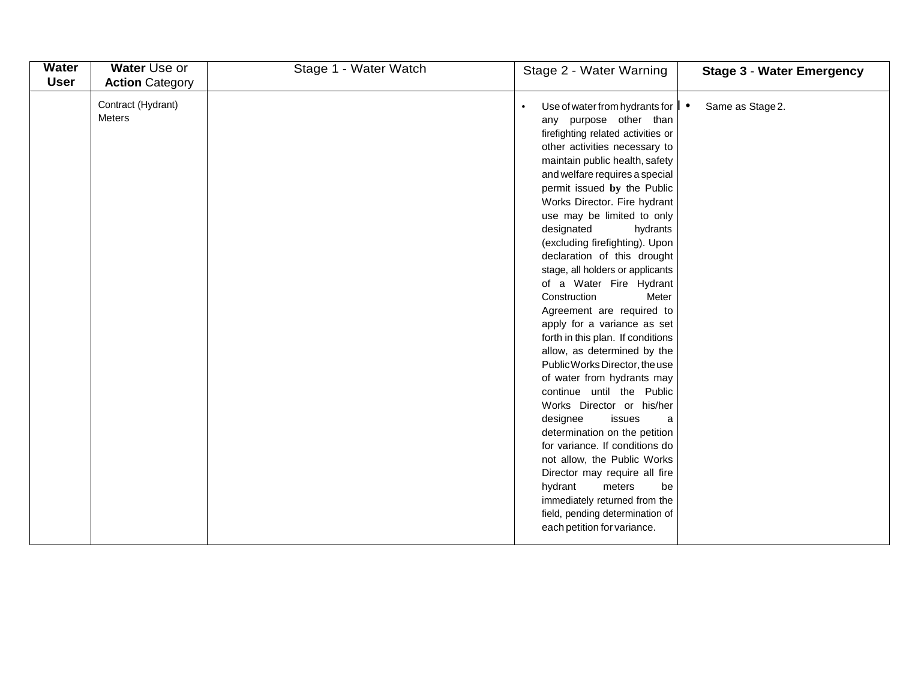| Water User | Water Use or Action Category | Stage 1 - Water Watch | Stage 2 - Water Warning | Stage 3 - Water Emergency |
|---|---|---|---|---|
| | Contract (Hydrant) Meters | | • Use of water from hydrants for any purpose other than firefighting related activities or other activities necessary to maintain public health, safety and welfare requires a special permit issued **by** the Public Works Director. Fire hydrant use may be limited to only designated hydrants (excluding firefighting). Upon declaration of this drought stage, all holders or applicants of a Water Fire Hydrant Construction Meter Agreement are required to apply for a variance as set forth in this plan. If conditions allow, as determined by the Public Works Director, the use of water from hydrants may continue until the Public Works Director or his/her designee issues a determination on the petition for variance. If conditions do not allow, the Public Works Director may require all fire hydrant meters be immediately returned from the field, pending determination of each petition for variance. | • Same as Stage 2. |